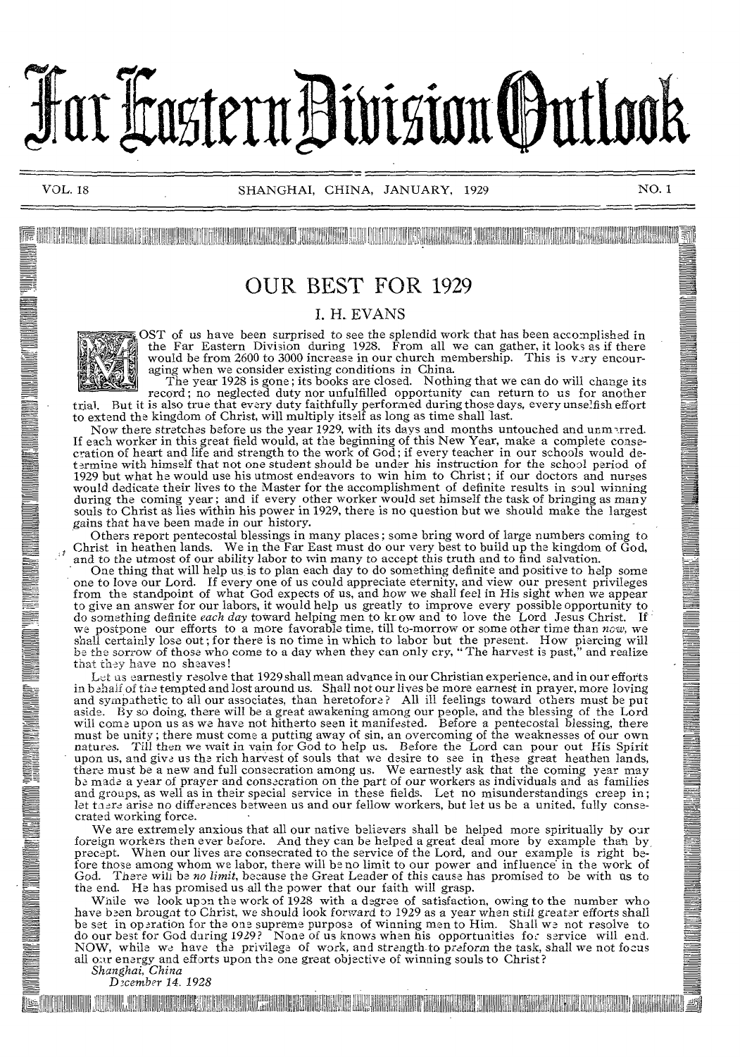# Far Eastern Division Outlook

VOL. 18 SHANGHAI, CHINA, JANUARY, 1929 NO. 1

## OUR BEST FOR 1929

### I. H. EVANS

MOST of us have been surprised to see the splendid work that has been accomplished in the Far Eastern Division during 1928. From all we can gather, it looks as if there would be from 2600 to 3000 increase in our church membership. This is very encouraging when we consider existing conditions in China.

The year 1928 is gone; its books are closed. Nothing that we can do will change its record; no neglected duty nor unfulfilled opportunity can return to us for another trial. But it is also true that every duty faithfully performed during those days, every unselfish effort to extend the kingdom of Christ, will multiply itself as long as time shall last.

Now there stretches before us the year 1929, with its days and months untouched and unmarred. If each worker in this great field would, at the beginning of this New Year, make a complete consecration of heart and life and strength to the work of God; if every teacher in our schools would determine with himself that not one student should be under his instruction for the school period of 1929 but what he would use his utmost endeavors to win him to Christ; if our doctors and nurses would dedicate their lives to the Master for the accomplishment of definite results in soul winning during the coming year; and if every other worker would set himself the task of bringing as many souls to Christ as lies within his power in 1929, there is no question but we should make the largest gains that have been made in our history.

Others report pentecostal blessings in many places; some bring word of large numbers coming to Christ in heathen lands. We in the Far East must do our very best to build up the kingdom of God, and to the utmost of our ability labor to win many to accept this truth and to find salvation.

One thing that will help us is to plan each day to do something definite and positive to help some one to love our Lord. If every one of us could appreciate eternity, and view our present privileges from the standpoint of what God expects of us, and how we shall feel in His sight when we appear to give an answer for our labors, it would help us greatly to improve every possible opportunity to do something definite *each day* toward helping men to know and to love the Lord Jesus Christ. If we postpone our efforts to a more favorable time, till to-morrow or some other time than *now*, we shall certainly lose out; for there is no time in which to labor but the present. How piercing will be the sorrow of those who come to a day when they can only cry, "The harvest is past," and realize that they have no sheaves!

Let us earnestly resolve that 1929 shall mean advance in our Christian experience, and in our efforts in behalf of the tempted and lost around us. Shall not our lives be more earnest in prayer, more loving and sympathetic to all our associates, than heretofore? All ill feelings toward others must be put aside. By so doing, there will be a great awakening among our people, and the blessing of the Lord will come upon us as we have not hitherto seen it manifested. Before a pentecostal blessing, there must be unity; there must come a putting away of sin, an overcoming of the weaknesses of our own natures. Till then we wait in vain for God to help us. Before the Lord can pour out His Spirit upon us, and give us the rich harvest of souls that we desire to see in these great heathen lands, there must be a new and full consecration among us. We earnestly ask that the coming year may be made a year of prayer and consecration on the part of our workers as individuals and as families and groups, as well as in their special service in these fields. Let no misunderstandings creep in; let there arise no differences between us and our fellow workers, but let us be a united, fully consecrated working force.

We are extremely anxious that all our native believers shall be helped more spiritually by our foreign workers then ever before. And they can be helped a great deal more by example than by precept. When our lives are consecrated to the service of the Lord, and our example is right before those among whom we labor, there will be no limit to our power and influence in the work of God. There will be *no limit*, because the Great Leader of this cause has promised to be with us to the end. He has promised us all the power that our faith will grasp.

While we look upon the work of 1928 with a degree of satisfaction, owing to the number who have been brought to Christ, we should look forward to 1929 as a year when still greater efforts shall be set in operation for the one supreme purpose of winning men to Him. Shall we not resolve to do our best for God during 1929? None of us knows when his opportunities for service will end. NOW, while we have the privilege of work, and strength to preform the task, shall we not focus all our energy and efforts upon the one great objective of winning souls to Christ?

*Shanghai, China*
*December 14, 1928*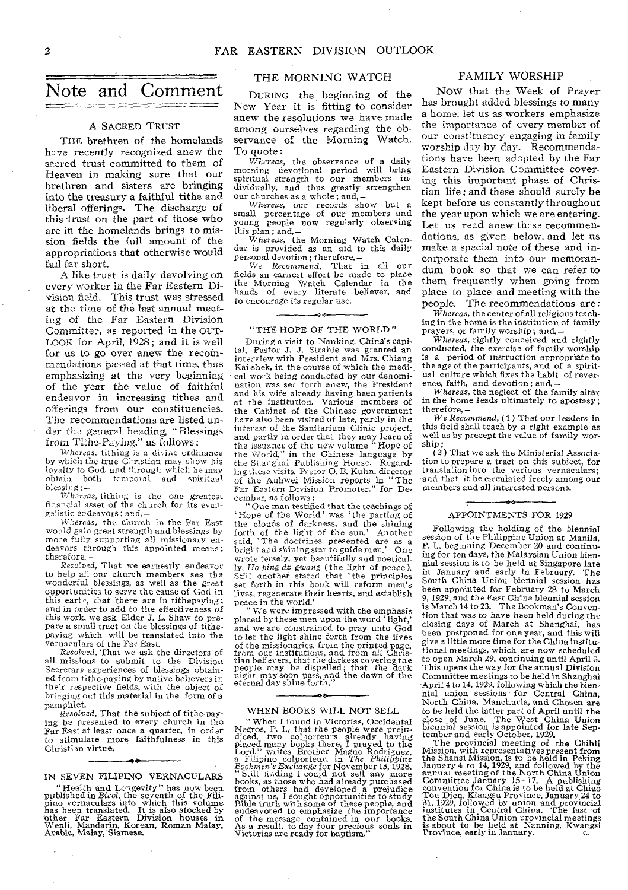# Note and Comment

### A SACRED TRUST

THE brethren of the homelands have recently recognized anew the sacred trust committed to them of Heaven in making sure that our brethren and sisters are bringing into the treasury a faithful tithe and liberal offerings. The discharge of this trust on the part of those who are in the homelands brings to mission fields the full amount of the appropriations that otherwise would fail far short.

A like trust is daily devolving on every worker in the Far Eastern Division field. This trust was stressed at the time of the last annual meeting of the Far Eastern Division Committee, as reported in the OUTLOOK for April, 1928; and it is well for us to go over anew the recommendations passed at that time, thus emphasizing at the very beginning of the year the value of faithful endeavor in increasing tithes and offerings from our constituencies. The recommendations are listed under the general heading, "Blessings from Tithe-Paying," as follows:

*Whereas,* tithing is a divine ordinance by which the true Christian may show his loyalty to God, and through which he may obtain both temporal and spiritual blessing;—

*Whereas,* tithing is the one greatest financial asset of the church for its evangelistic endeavors; and,—

*Whereas,* the church in the Far East would gain great strength and blessings by more fully supporting all missionary endeavors through this appointed means; therefore,—

*Resolved,* That we earnestly endeavor to help all our church members see the wonderful blessings, as well as the great opportunities to serve the cause of God in this earth, that there are in tithepaying; and in order to add to the effectiveness of this work, we ask Elder J. L. Shaw to prepare a small tract on the blessings of tithe-paying which will be translated into the vernaculars of the Far East.

*Resolved,* That we ask the directors of all missions to submit to the Division Secretary experiences of blessings obtained from tithe-paying by native believers in their respective fields, with the object of bringing out this material in the form of a pamphlet.

*Resolved,* That the subject of tithe-paying be presented to every church in the Far East at least once a quarter, in order to stimulate more faithfulness in this Christian virtue.

### IN SEVEN FILIPINO VERNACULARS

"Health and Longevity" has now been published in *Bicol,* the seventh of the Filipino vernaculars into which this volume has been translated. It is also stocked by other Far Eastern Division houses in Wenli, Mandarin, Korean, Roman Malay, Arabic, Malay, Siamese.

### THE MORNING WATCH

DURING the beginning of the New Year it is fitting to consider anew the resolutions we have made among ourselves regarding the observance of the Morning Watch. To quote:

*Whereas,* the observance of a daily morning devotional period will bring spiritual strength to our members individually, and thus greatly strengthen our churches as a whole; and,—

*Whereas,* our records show but a small percentage of our members and young people now regularly observing this plan; and,—

*Whereas,* the Morning Watch Calendar is provided as an aid to this daily personal devotion; therefore,—

*We Recommend,* That in all our fields an earnest effort be made to place the Morning Watch Calendar in the hands of every literate believer, and to encourage its regular use.

### "THE HOPE OF THE WORLD"

During a visit to Nanking, China's capital, Pastor J. J. Strahle was granted an interview with President and Mrs. Chiang Kai-shek, in the course of which the medical work being conducted by our denomination was set forth anew, the President and his wife already having been patients at the institution. Various members of the Cabinet of the Chinese government have also been visited of late, partly in the interest of the Sanitarium Clinic project, and partly in order that they may learn of the issuance of the new volume "Hope of the World," in the Chinese language by the Shanghai Publishing House. Regarding these visits, Pastor O. B. Kuhn, director of the Anhwei Mission reports in "The Far Eastern Division Promoter," for December, as follows:

"One man testified that the teachings of 'Hope of the World' was 'the parting of the clouds of darkness, and the shining forth of the light of the sun.' Another said, 'The doctrines presented are as a bright and shining star to guide men.' One wrote tersely, yet beautifully and poetically, *Ho ping dz gwang* (the light of peace). Still another stated that 'the principles set forth in this book will reform men's lives, regenerate their hearts, and establish peace in the world.'

"We were impressed with the emphasis placed by these men upon the word 'light,' and we are constrained to pray unto God to let the light shine forth from the lives of the missionaries, from the printed page, from our institutions, and from all Christian believers, that the darkess covering the people may be dispelled; that the dark night may soon pass, and the dawn of the eternal day shine forth."

### WHEN BOOKS WILL NOT SELL

"When I found in Victorias, Occidental Negros, P. I., that the people were prejudiced, two colporteurs already having placed many books there, I prayed to the Lord," writes Brother Magno Rodriguez, a Filipino colporteur, in *The Philippine Bookmen's Exchange* for November 15, 1928. "Still finding I could not sell any more books, as those who had already purchased from others had developed a prejudice against us, I sought opportunities to study Bible truth with some of these people, and endeavored to emphasize the importance of the message contained in our books. As a result, to-day four precious souls in Victorias are ready for baptism."

### FAMILY WORSHIP

NOW that the Week of Prayer has brought added blessings to many a home, let us as workers emphasize the importance of every member of our constituency engaging in family worship day by day. Recommendations have been adopted by the Far Eastern Division Committee covering this important phase of Christian life; and these should surely be kept before us constantly throughout the year upon which we are entering. Let us read anew these recommendations, as given below, and let us make a special note of these and incorporate them into our memorandum book so that we can refer to them frequently when going from place to place and meeting with the people. The recommendations are:

*Whereas,* the center of all religious teaching in the home is the institution of family prayers, or family worship; and,—

*Whereas,* rightly conceived and rightly conducted, the exercise of family worship is a period of instruction appropriate to the age of the participants, and of a spiritual culture which fixes the habit of reverence, faith, and devotion; and,—

*Whereas,* the neglect of the family altar in the home leads ultimately to apostasy; therefore,—

*We Recommend,* (1) That our leaders in this field shall teach by a right example as well as by precept the value of family worship;

(2) That we ask the Ministerial Association to prepare a tract on this subject, for translation into the various vernaculars; and that it be circulated freely among our members and all interested persons.

### APPOINTMENTS FOR 1929

Following the holding of the biennial session of the Philippine Union at Manila, P. I., beginning December 20 and continuing for ten days, the Malaysian Union biennial session is to be held at Singapore late in January and early in February. The South China Union biennial session has been appointed for February 28 to March 9, 1929, and the East China biennial session is March 14 to 23. The Bookman's Convention that was to have been held during the closing days of March at Shanghai, has been postponed for one year, and this will give a little more time for the China institutional meetings, which are now scheduled to open March 29, continuing until April 3. This opens the way for the annual Division Committee meetings to be held in Shanghai April 4 to 14, 1929, following which the biennial union sessions for Central China, North China, Manchuria, and Chosen are to be held the latter part of April until the close of June. The West China Union biennial session is appointed for late September and early October, 1929.

The provincial meeting of the Chihli Mission, with representatives present from the Shansi Mission, is to be held in Peking January 4 to 14, 1929, and followed by the annual meeting of the North China Union Committee January 15-17. A publishing convention for China is to be held at Chiao Tou Djen, Kiangsu Province, January 24 to 31, 1929, followed by union and provincial institutes in Central China. The last of the South China Union provincial meetings is about to be held at Nanning, Kwangsi Province, early in January. C.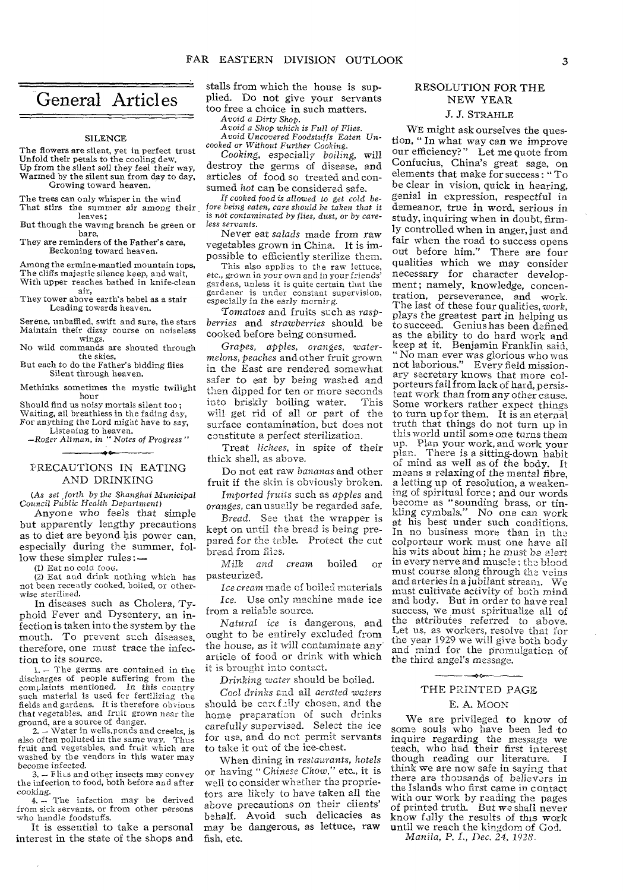# General Articles

## SILENCE

The flowers are silent, yet in perfect trust
Unfold their petals to the cooling dew.
Up from the silent soil they feel their way,
Warmed by the silent sun from day to day,
Growing toward heaven.

The trees can only whisper in the wind
That stirs the summer air among their leaves;
But though the waving branch be green or bare,
They are reminders of the Father's care,
Beckoning toward heaven.

Among the ermine-mantled mountain tops,
The cliffs majestic silence keep, and wait,
With upper reaches bathed in knife-clean air,
They tower above earth's babel as a stair
Leading towards heaven.

Serene, unbaffled, swift and sure, the stars
Maintain their dizzy course on noiseless wings.
No wild commands are shouted through the skies,
But each to do the Father's bidding flies
Silent through heaven.

Methinks sometimes the mystic twilight hour
Should find us noisy mortals silent too;
Waiting, all breathless in the fading day,
For anything the Lord might have to say,
Listening to heaven.

—*Roger Altman, in " Notes of Progress "*

## PRECAUTIONS IN EATING AND DRINKING

*(As set forth by the Shanghai Municipal Council Public Health Department)*

Anyone who feels that simple but apparently lengthy precautions as to diet are beyond his power can, especially during the summer, follow these simpler rules:—

(1) Eat no cold food.

(2) Eat and drink nothing which has not been recently cooked, boiled, or otherwise sterilized.

In diseases such as Cholera, Typhoid Fever and Dysentery, an infection is taken into the system by the mouth. To prevent such diseases, therefore, one must trace the infection to its source.

1. — The germs are contained in the discharges of people suffering from the complaints mentioned. In this country such material is used for fertilizing the fields and gardens. It is therefore obvious that vegetables, and fruit grown near the ground, are a source of danger.

2. — Water in wells, ponds and creeks, is also often polluted in the same way. Thus fruit and vegetables, and fruit which are washed by the vendors in this water may become infected.

3. — Flies and other insects may convey the infection to food, both before and after cooking.

4. — The infection may be derived from sick servants, or from other persons who handle foodstuffs.

It is essential to take a personal interest in the state of the shops and stalls from which the house is supplied. Do not give your servants too free a choice in such matters.

*Avoid a Dirty Shop.*
*Avoid a Shop which is Full of Flies.*
*Avoid Uncovered Foodstuffs Eaten Uncooked or Without Further Cooking.*

*Cooking,* especially *boiling,* will destroy the germs of disease, and articles of food so treated and consumed *hot* can be considered safe.

*If cooked food is allowed to get cold before being eaten, care should be taken that it is not contaminated by flies, dust, or by careless servants.*

Never eat *salads* made from raw vegetables grown in China. It is impossible to efficiently sterilize them.

This also applies to the raw lettuce, etc., grown in your own and in your friends' gardens, unless it is quite certain that the gardener is under constant supervision, especially in the early morning.

*Tomatoes* and fruits such as *raspberries* and *strawberries* should be cooked before being consumed.

*Grapes, apples, oranges, watermelons, peaches* and other fruit grown in the East are rendered somewhat safer to eat by being washed and then dipped for ten or more seconds into briskly boiling water. This will get rid of all or part of the surface contamination, but does not constitute a perfect sterilization.

Treat *lichees,* in spite of their thick shell, as above.

Do not eat raw *bananas* and other fruit if the skin is obviously broken.

*Imported fruits* such as *apples* and *oranges,* can usually be regarded safe.

*Bread.* See that the wrapper is kept on until the bread is being prepared for the table. Protect the cut bread from flies.

*Milk and cream* boiled or pasteurized.

*Ice cream* made of boiled materials

*Ice.* Use only machine made ice from a reliable source.

*Natural ice* is dangerous, and ought to be entirely excluded from the house, as it will contaminate any article of food or drink with which it is brought into contact.

*Drinking water* should be boiled.

*Cool drinks* and all *aerated waters* should be carefully chosen, and the home preparation of such drinks carefully supervised. Select the ice for use, and do not permit servants to take it out of the ice-chest.

When dining in *restaurants, hotels* or having *" Chinese Chow,"* etc., it is well to consider whether the proprietors are likely to have taken all the above precautions on their clients' behalf. Avoid such delicacies as may be dangerous, as lettuce, raw fish, etc.

## RESOLUTION FOR THE NEW YEAR

### J. J. STRAHLE

WE might ask ourselves the question, " In what way can we improve our efficiency? " Let me quote from Confucius, China's great sage, on elements that make for success: " To be clear in vision, quick in hearing, genial in expression, respectful in demeanor, true in word, serious in study, inquiring when in doubt, firmly controlled when in anger, just and fair when the road to success opens out before him." There are four qualities which we may consider necessary for character development; namely, knowledge, concentration, perseverance, and work. The last of these four qualities, *work,* plays the greatest part in helping us to succeed. Genius has been defined as the ability to do hard work and keep at it. Benjamin Franklin said, " No man ever was glorious who was not laborious." Every field missionary secretary knows that more colporteurs fail from lack of hard, persistent work than from any other cause. Some workers rather expect things to turn up for them. It is an eternal truth that things do not turn up in this world until some one *turns* them up. Plan your work, and work your plan. There is a sitting-down habit of mind as well as of the body. It means a relaxing of the mental fibre, a letting up of resolution, a weakening of spiritual force; and our words become as "sounding brass, or tinkling cymbals." No one can work at his best under such conditions. In no business more than in the colporteur work must one have all his wits about him; he must be alert in every nerve and muscle; the blood must course along through the veins and arteries in a jubilant stream. We must cultivate activity of both mind and body. But in order to have real success, we must spiritualize all of the attributes referred to above. Let us, as workers, resolve that for the year 1929 we will give both body and mind for the promulgation of the third angel's message.

## THE PRINTED PAGE

### E. A. MOON

We are privileged to know of some souls who have been led to inquire regarding the message we teach, who had their first interest though reading our literature. I think we are now safe in saying that there are thousands of believers in the Islands who first came in contact with our work by reading the pages of printed truth. But we shall never know fully the results of this work until we reach the kingdom of God.

*Manila, P. I., Dec. 24, 1928.*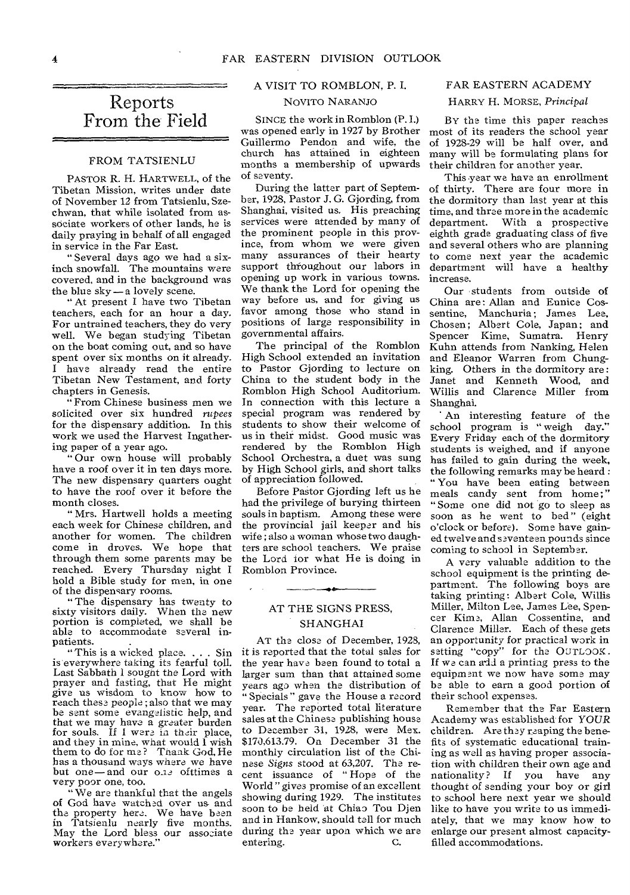# Reports From the Field

## FROM TATSIENLU

PASTOR R. H. HARTWELL, of the Tibetan Mission, writes under date of November 12 from Tatsienlu, Szechwan, that while isolated from associate workers of other lands, he is daily praying in behalf of all engaged in service in the Far East.

"Several days ago we had a six-inch snowfall. The mountains were covered, and in the background was the blue sky — a lovely scene.

"At present I have two Tibetan teachers, each for an hour a day. For untrained teachers, they do very well. We began studying Tibetan on the boat coming out, and so have spent over six months on it already. I have already read the entire Tibetan New Testament, and forty chapters in Genesis.

"From Chinese business men we solicited over six hundred *rupees* for the dispensary addition. In this work we used the Harvest Ingathering paper of a year ago.

"Our own house will probably have a roof over it in ten days more. The new dispensary quarters ought to have the roof over it before the month closes.

"Mrs. Hartwell holds a meeting each week for Chinese children, and another for women. The children come in droves. We hope that through them some parents may be reached. Every Thursday night I hold a Bible study for men, in one of the dispensary rooms.

"The dispensary has twenty to sixty visitors daily. When the new portion is completed, we shall be able to accommodate several in-patients.

"This is a wicked place. . . . Sin is everywhere taking its fearful toll. Last Sabbath I sought the Lord with prayer and fasting, that He might give us wisdom to know how to reach these people; also that we may be sent some evangelistic help, and that we may have a greater burden for souls. If I were in their place, and they in mine, what would I wish them to do for me? Thank God, He has a thousand ways where we have but one — and our one ofttimes a very poor one, too.

"We are thankful that the angels of God have watched over us and the property here. We have been in Tatsienlu nearly five months. May the Lord bless our associate workers everywhere."

## A VISIT TO ROMBLON, P. I.

NOVITO NARANJO

SINCE the work in Romblon (P. I.) was opened early in 1927 by Brother Guillermo Pendon and wife, the church has attained in eighteen months a membership of upwards of seventy.

During the latter part of September, 1928, Pastor J. G. Gjording, from Shanghai, visited us. His preaching services were attended by many of the prominent people in this province, from whom we were given many assurances of their hearty support throughout our labors in opening up work in various towns. We thank the Lord for opening the way before us, and for giving us favor among those who stand in positions of large responsibility in governmental affairs.

The principal of the Romblon High School extended an invitation to Pastor Gjording to lecture on China to the student body in the Romblon High School Auditorium. In connection with this lecture a special program was rendered by students to show their welcome of us in their midst. Good music was rendered by the Romblon High School Orchestra, a duet was sung by High School girls, and short talks of appreciation followed.

Before Pastor Gjording left us he had the privilege of burying thirteen souls in baptism. Among these were the provincial jail keeper and his wife; also a woman whose two daughters are school teachers. We praise the Lord for what He is doing in Romblon Province.

## AT THE SIGNS PRESS, SHANGHAI

AT the close of December, 1928, it is reported that the total sales for the year have been found to total a larger sum than that attained some years ago when the distribution of "Specials" gave the House a record year. The reported total literature sales at the Chinese publishing house to December 31, 1928, were Mex. $170,613.79. On December 31 the monthly circulation list of the Chinese *Signs* stood at 63,207. The recent issuance of "Hope of the World" gives promise of an excellent showing during 1929. The institutes soon to be held at Chiao Tou Djen and in Hankow, should tell for much during the year upon which we are entering. C.

## FAR EASTERN ACADEMY

HARRY H. MORSE, *Principal*

BY the time this paper reaches most of its readers the school year of 1928-29 will be half over, and many will be formulating plans for their children for another year.

This year we have an enrollment of thirty. There are four more in the dormitory than last year at this time, and three more in the academic department. With a prospective eighth grade graduating class of five and several others who are planning to come next year the academic department will have a healthy increase.

Our students from outside of China are: Allan and Eunice Cossentine, Manchuria; James Lee, Chosen; Albert Cole, Japan; and Spencer Kime, Sumatra. Henry Kuhn attends from Nanking, Helen and Eleanor Warren from Chungking. Others in the dormitory are: Janet and Kenneth Wood, and Willis and Clarence Miller from Shanghai.

An interesting feature of the school program is "weigh day." Every Friday each of the dormitory students is weighed, and if anyone has failed to gain during the week, the following remarks may be heard: "You have been eating between meals candy sent from home;" "Some one did not go to sleep as soon as he went to bed" (eight o'clock or before). Some have gained twelve and seventeen pounds since coming to school in September.

A very valuable addition to the school equipment is the printing department. The following boys are taking printing: Albert Cole, Willis Miller, Milton Lee, James Lee, Spencer Kime, Allan Cossentine, and Clarence Miller. Each of these gets an opportunity for practical work in setting "copy" for the OUTLOOK. If we can add a printing press to the equipment we now have some may be able to earn a good portion of their school expenses.

Remember that the Far Eastern Academy was established for *YOUR* children. Are they reaping the benefits of systematic educational training as well as having proper association with children their own age and nationality? If you have any thought of sending your boy or girl to school here next year we should like to have you write to us immediately, that we may know how to enlarge our present almost capacity-filled accommodations.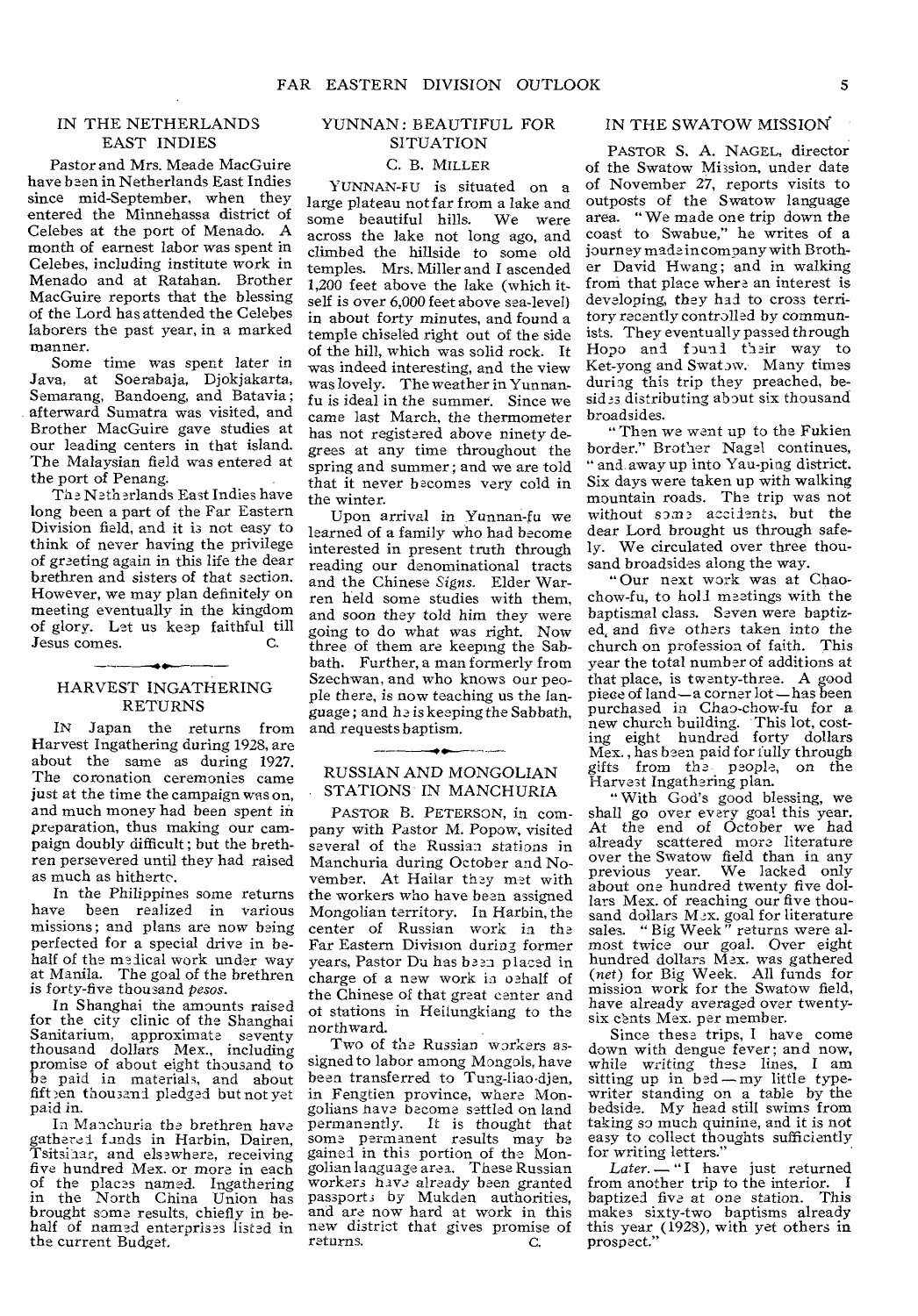## IN THE NETHERLANDS EAST INDIES

Pastor and Mrs. Meade MacGuire have been in Netherlands East Indies since mid-September, when they entered the Minnehassa district of Celebes at the port of Menado. A month of earnest labor was spent in Celebes, including institute work in Menado and at Ratahan. Brother MacGuire reports that the blessing of the Lord has attended the Celebes laborers the past year, in a marked manner.

Some time was spent later in Java, at Soerabaja, Djokjakarta, Semarang, Bandoeng, and Batavia; afterward Sumatra was visited, and Brother MacGuire gave studies at our leading centers in that island. The Malaysian field was entered at the port of Penang.

The Netherlands East Indies have long been a part of the Far Eastern Division field, and it is not easy to think of never having the privilege of greeting again in this life the dear brethren and sisters of that section. However, we may plan definitely on meeting eventually in the kingdom of glory. Let us keep faithful till Jesus comes. C.

## HARVEST INGATHERING RETURNS

IN Japan the returns from Harvest Ingathering during 1928, are about the same as during 1927. The coronation ceremonies came just at the time the campaign was on, and much money had been spent in preparation, thus making our campaign doubly difficult; but the brethren persevered until they had raised as much as hitherto.

In the Philippines some returns have been realized in various missions; and plans are now being perfected for a special drive in behalf of the medical work under way at Manila. The goal of the brethren is forty-five thousand *pesos*.

In Shanghai the amounts raised for the city clinic of the Shanghai Sanitarium, approximate seventy thousand dollars Mex., including promise of about eight thousand to be paid in materials, and about fifteen thousand pledged but not yet paid in.

In Manchuria the brethren have gathered funds in Harbin, Dairen, Tsitsihar, and elsewhere, receiving five hundred Mex. or more in each of the places named. Ingathering in the North China Union has brought some results, chiefly in behalf of named enterprises listed in the current Budget.

## YUNNAN: BEAUTIFUL FOR SITUATION

C. B. MILLER

YUNNAN-FU is situated on a large plateau not far from a lake and some beautiful hills. We were across the lake not long ago, and climbed the hillside to some old temples. Mrs. Miller and I ascended 1,200 feet above the lake (which itself is over 6,000 feet above sea-level) in about forty minutes, and found a temple chiseled right out of the side of the hill, which was solid rock. It was indeed interesting, and the view was lovely. The weather in Yunnan-fu is ideal in the summer. Since we came last March, the thermometer has not registered above ninety degrees at any time throughout the spring and summer; and we are told that it never becomes very cold in the winter.

Upon arrival in Yunnan-fu we learned of a family who had become interested in present truth through reading our denominational tracts and the Chinese *Signs*. Elder Warren held some studies with them, and soon they told him they were going to do what was right. Now three of them are keeping the Sabbath. Further, a man formerly from Szechwan, and who knows our people there, is now teaching us the language; and he is keeping the Sabbath, and requests baptism.

## RUSSIAN AND MONGOLIAN STATIONS IN MANCHURIA

PASTOR B. PETERSON, in company with Pastor M. Popow, visited several of the Russian stations in Manchuria during October and November. At Hailar they met with the workers who have been assigned Mongolian territory. In Harbin, the center of Russian work in the Far Eastern Division during former years, Pastor Du has been placed in charge of a new work in behalf of the Chinese of that great center and of stations in Heilungkiang to the northward.

Two of the Russian workers assigned to labor among Mongols, have been transferred to Tung-liao-djen, in Fengtien province, where Mongolians have become settled on land permanently. It is thought that some permanent results may be gained in this portion of the Mongolian language area. These Russian workers have already been granted passports by Mukden authorities, and are now hard at work in this new district that gives promise of returns. C.

## IN THE SWATOW MISSION

PASTOR S. A. NAGEL, director of the Swatow Mission, under date of November 27, reports visits to outposts of the Swatow language area. "We made one trip down the coast to Swabue," he writes of a journey made in company with Brother David Hwang; and in walking from that place where an interest is developing, they had to cross territory recently controlled by communists. They eventually passed through Hopo and found their way to Ket-yong and Swatow. Many times during this trip they preached, besides distributing about six thousand broadsides.

"Then we went up to the Fukien border," Brother Nagel continues, "and away up into Yau-ping district. Six days were taken up with walking mountain roads. The trip was not without some accidents, but the dear Lord brought us through safely. We circulated over three thousand broadsides along the way.

"Our next work was at Chao-chow-fu, to hold meetings with the baptismal class. Seven were baptized, and five others taken into the church on profession of faith. This year the total number of additions at that place, is twenty-three. A good piece of land—a corner lot—has been purchased in Chao-chow-fu for a new church building. This lot, costing eight hundred forty dollars Mex., has been paid for fully through gifts from the people, on the Harvest Ingathering plan.

"With God's good blessing, we shall go over every goal this year. At the end of October we had already scattered more literature over the Swatow field than in any previous year. We lacked only about one hundred twenty five dollars Mex. of reaching our five thousand dollars Mex. goal for literature sales. "Big Week" returns were almost twice our goal. Over eight hundred dollars Mex. was gathered (*net*) for Big Week. All funds for mission work for the Swatow field, have already averaged over twenty-six cents Mex. per member.

Since these trips, I have come down with dengue fever; and now, while writing these lines, I am sitting up in bed—my little typewriter standing on a table by the bedside. My head still swims from taking so much quinine, and it is not easy to collect thoughts sufficiently for writing letters."

*Later.*—"I have just returned from another trip to the interior. I baptized five at one station. This makes sixty-two baptisms already this year (1928), with yet others in prospect."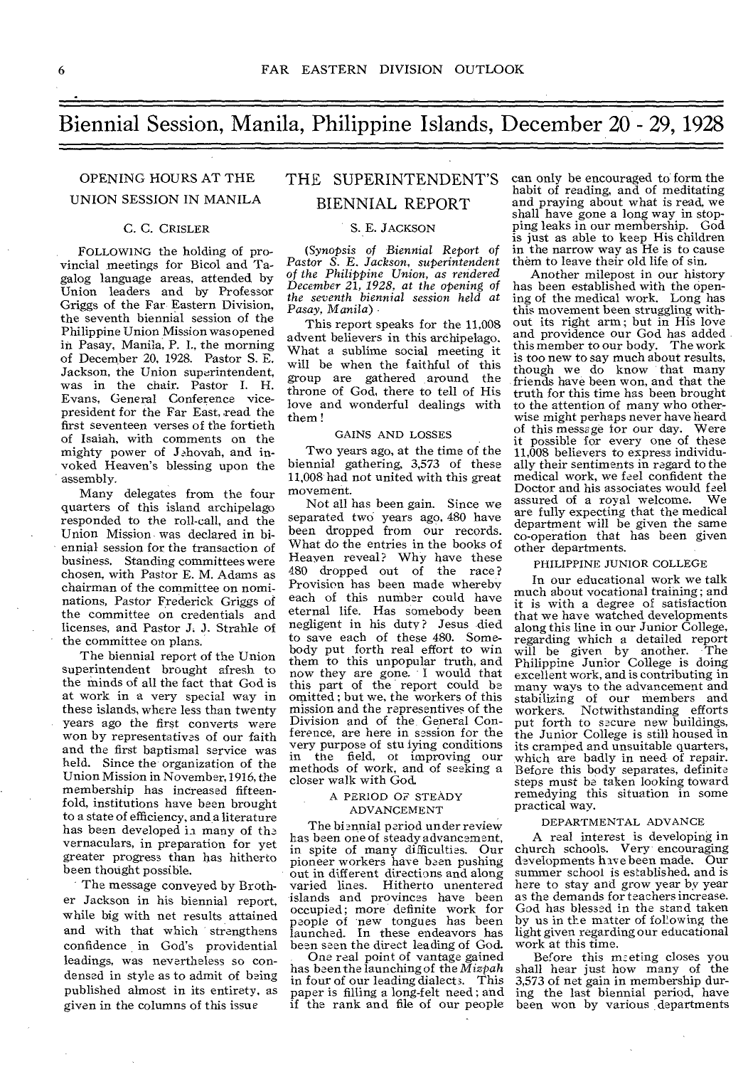# Biennial Session, Manila, Philippine Islands, December 20 - 29, 1928

## OPENING HOURS AT THE UNION SESSION IN MANILA

### C. C. CRISLER

FOLLOWING the holding of provincial meetings for Bicol and Tagalog language areas, attended by Union leaders and by Professor Griggs of the Far Eastern Division, the seventh biennial session of the Philippine Union Mission was opened in Pasay, Manila, P. I., the morning of December 20, 1928. Pastor S. E. Jackson, the Union superintendent, was in the chair. Pastor I. H. Evans, General Conference vice-president for the Far East, read the first seventeen verses of the fortieth of Isaiah, with comments on the mighty power of Jehovah, and invoked Heaven's blessing upon the assembly.

Many delegates from the four quarters of this island archipelago responded to the roll-call, and the Union Mission was declared in biennial session for the transaction of business. Standing committees were chosen, with Pastor E. M. Adams as chairman of the committee on nominations, Pastor Frederick Griggs of the committee on credentials and licenses, and Pastor J. J. Strahle of the committee on plans.

The biennial report of the Union superintendent brought afresh to the minds of all the fact that God is at work in a very special way in these islands, where less than twenty years ago the first converts were won by representatives of our faith and the first baptismal service was held. Since the organization of the Union Mission in November, 1916, the membership has increased fifteen-fold, institutions have been brought to a state of efficiency, and a literature has been developed in many of the vernaculars, in preparation for yet greater progress than has hitherto been thought possible.

The message conveyed by Brother Jackson in his biennial report, while big with net results attained and with that which strengthens confidence in God's providential leadings, was nevertheless so condensed in style as to admit of being published almost in its entirety, as given in the columns of this issue

## THE SUPERINTENDENT'S BIENNIAL REPORT

### S. E. JACKSON

*(Synopsis of Biennial Report of Pastor S. E. Jackson, superintendent of the Philippine Union, as rendered December 21, 1928, at the opening of the seventh biennial session held at Pasay, Manila)*

This report speaks for the 11,008 advent believers in this archipelago. What a sublime social meeting it will be when the faithful of this group are gathered around the throne of God, there to tell of His love and wonderful dealings with them!

#### GAINS AND LOSSES

Two years ago, at the time of the biennial gathering, 3,573 of these 11,008 had not united with this great movement.

Not all has been gain. Since we separated two years ago, 480 have been dropped from our records. What do the entries in the books of Heaven reveal? Why have these 480 dropped out of the race? Provision has been made whereby each of this number could have eternal life. Has somebody been negligent in his duty? Jesus died to save each of these 480. Somebody put forth real effort to win them to this unpopular truth, and now they are gone. I would that this part of the report could be omitted; but we, the workers of this mission and the representives of the Division and of the General Conference, are here in session for the very purpose of studying conditions in the field, of improving our methods of work, and of seeking a closer walk with God.

#### A PERIOD OF STEADY ADVANCEMENT

The biennial period under review has been one of steady advancement, in spite of many difficulties. Our pioneer workers have been pushing out in different directions and along varied lines. Hitherto unentered islands and provinces have been occupied; more definite work for people of new tongues has been launched. In these endeavors has been seen the direct leading of God.

One real point of vantage gained has been the launching of the *Mizpah* in four of our leading dialects. This paper is filling a long-felt need; and if the rank and file of our people can only be encouraged to form the habit of reading, and of meditating and praying about what is read, we shall have gone a long way in stopping leaks in our membership. God is just as able to keep His children in the narrow way as He is to cause them to leave their old life of sin.

Another milepost in our history has been established with the opening of the medical work. Long has this movement been struggling without its right arm; but in His love and providence our God has added this member to our body. The work is too new to say much about results, though we do know that many friends have been won, and that the truth for this time has been brought to the attention of many who otherwise might perhaps never have heard of this message for our day. Were it possible for every one of these 11,008 believers to express individually their sentiments in regard to the medical work, we feel confident the Doctor and his associates would feel assured of a royal welcome. We are fully expecting that the medical department will be given the same co-operation that has been given other departments.

#### PHILIPPINE JUNIOR COLLEGE

In our educational work we talk much about vocational training; and it is with a degree of satisfaction that we have watched developments along this line in our Junior College, regarding which a detailed report will be given by another. The Philippine Junior College is doing excellent work, and is contributing in many ways to the advancement and stabilizing of our members and workers. Notwithstanding efforts put forth to secure new buildings, the Junior College is still housed in its cramped and unsuitable quarters, which are badly in need of repair. Before this body separates, definite steps must be taken looking toward remedying this situation in some practical way.

#### DEPARTMENTAL ADVANCE

A real interest is developing in church schools. Very encouraging developments have been made. Our summer school is established, and is here to stay and grow year by year as the demands for teachers increase. God has blessed in the stand taken by us in the matter of following the light given regarding our educational work at this time.

Before this meeting closes you shall hear just how many of the 3,573 of net gain in membership during the last biennial period, have been won by various departments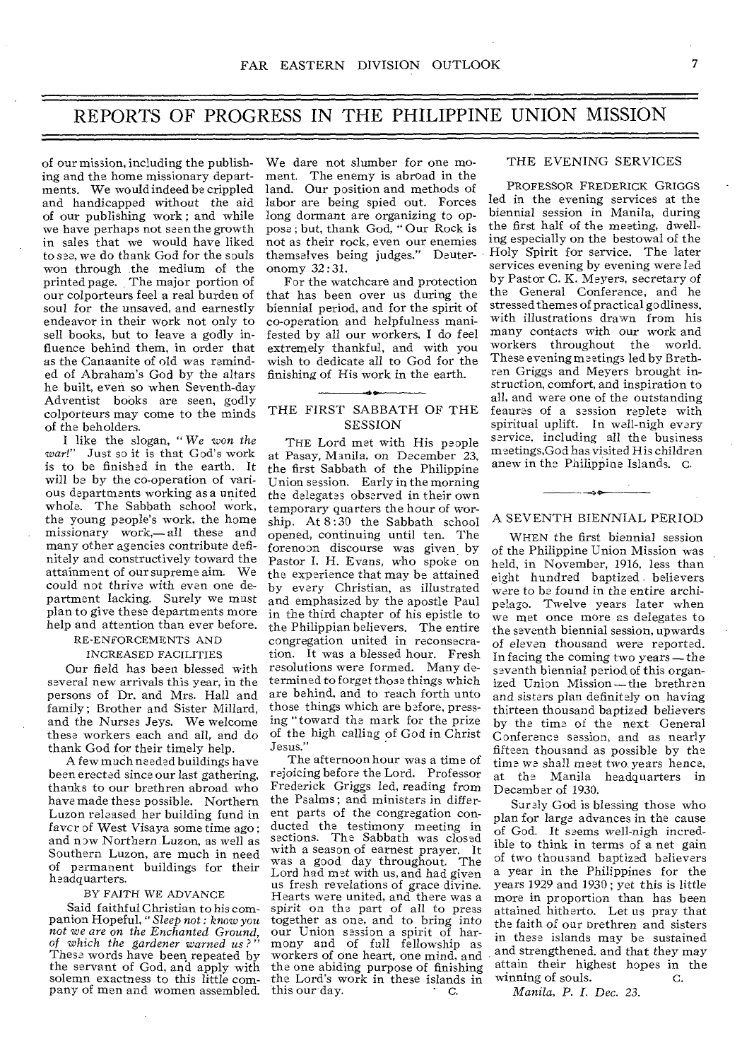# REPORTS OF PROGRESS IN THE PHILIPPINE UNION MISSION

of our mission, including the publishing and the home missionary departments. We would indeed be crippled and handicapped without the aid of our publishing work; and while we have perhaps not seen the growth in sales that we would have liked to see, we do thank God for the souls won through the medium of the printed page. The major portion of our colporteurs feel a real burden of soul for the unsaved, and earnestly endeavor in their work not only to sell books, but to leave a godly influence behind them, in order that as the Canaanite of old was reminded of Abraham's God by the altars he built, even so when Seventh-day Adventist books are seen, godly colporteurs may come to the minds of the beholders.

I like the slogan, "*We won the war!*" Just so it is that God's work is to be finished in the earth. It will be by the co-operation of various departments working as a united whole. The Sabbath school work, the young people's work, the home missionary work,—all these and many other agencies contribute definitely and constructively toward the attainment of our supreme aim. We could not thrive with even one department lacking. Surely we must plan to give these departments more help and attention than ever before.

RE-ENFORCEMENTS AND INCREASED FACILITIES

Our field has been blessed with several new arrivals this year, in the persons of Dr. and Mrs. Hall and family; Brother and Sister Millard, and the Nurses Jeys. We welcome these workers each and all, and do thank God for their timely help.

A few much needed buildings have been erected since our last gathering, thanks to our brethren abroad who have made these possible. Northern Luzon released her building fund in favor of West Visaya some time ago; and now Northern Luzon, as well as Southern Luzon, are much in need of permanent buildings for their headquarters.

BY FAITH WE ADVANCE

Said faithful Christian to his companion Hopeful, "*Sleep not: know you not we are on the Enchanted Ground, of which the gardener warned us?*" These words have been repeated by the servant of God, and apply with solemn exactness to this little company of men and women assembled. We dare not slumber for one moment. The enemy is abroad in the land. Our position and methods of labor are being spied out. Forces long dormant are organizing to oppose; but, thank God, "Our Rock is not as their rock, even our enemies themselves being judges." Deuteronomy 32:31.

For the watchcare and protection that has been over us during the biennial period, and for the spirit of co-operation and helpfulness manifested by all our workers, I do feel extremely thankful, and with you wish to dedicate all to God for the finishing of His work in the earth.

## THE FIRST SABBATH OF THE SESSION

THE Lord met with His people at Pasay, Manila, on December 23, the first Sabbath of the Philippine Union session. Early in the morning the delegates observed in their own temporary quarters the hour of worship. At 8:30 the Sabbath school opened, continuing until ten. The forenoon discourse was given by Pastor I. H. Evans, who spoke on the experience that may be attained by every Christian, as illustrated and emphasized by the apostle Paul in the third chapter of his epistle to the Philippian believers. The entire congregation united in reconsecration. It was a blessed hour. Fresh resolutions were formed. Many determined to forget those things which are behind, and to reach forth unto those things which are before, pressing "toward the mark for the prize of the high calling of God in Christ Jesus."

The afternoon hour was a time of rejoicing before the Lord. Professor Frederick Griggs led, reading from the Psalms; and ministers in different parts of the congregation conducted the testimony meeting in sections. The Sabbath was closed with a season of earnest prayer. It was a good day throughout. The Lord had met with us, and had given us fresh revelations of grace divine. Hearts were united, and there was a spirit on the part of all to press together as one, and to bring into our Union session a spirit of harmony and of full fellowship as workers of one heart, one mind, and the one abiding purpose of finishing the Lord's work in these islands in this our day. C.

## THE EVENING SERVICES

PROFESSOR FREDERICK GRIGGS led in the evening services at the biennial session in Manila, during the first half of the meeting, dwelling especially on the bestowal of the Holy Spirit for service. The later services evening by evening were led by Pastor C. K. Meyers, secretary of the General Conference, and he stressed themes of practical godliness, with illustrations drawn from his many contacts with our work and workers throughout the world. These evening meetings led by Brethren Griggs and Meyers brought instruction, comfort, and inspiration to all, and were one of the outstanding feaures of a session replete with spiritual uplift. In well-nigh every service, including all the business meetings, God has visited His children anew in the Philippine Islands. C.

## A SEVENTH BIENNIAL PERIOD

WHEN the first biennial session of the Philippine Union Mission was held, in November, 1916, less than eight hundred baptized believers were to be found in the entire archipelago. Twelve years later when we met once more as delegates to the seventh biennial session, upwards of eleven thousand were reported. In facing the coming two years — the seventh biennial period of this organized Union Mission — the brethren and sisters plan definitely on having thirteen thousand baptized believers by the time of the next General Conference session, and as nearly fifteen thousand as possible by the time we shall meet two years hence, at the Manila headquarters in December of 1930.

Surely God is blessing those who plan for large advances in the cause of God. It seems well-nigh incredible to think in terms of a net gain of two thousand baptized believers a year in the Philippines for the years 1929 and 1930; yet this is little more in proportion than has been attained hitherto. Let us pray that the faith of our brethren and sisters in these islands may be sustained and strengthened, and that they may attain their highest hopes in the winning of souls. C.

*Manila, P. I. Dec. 23.*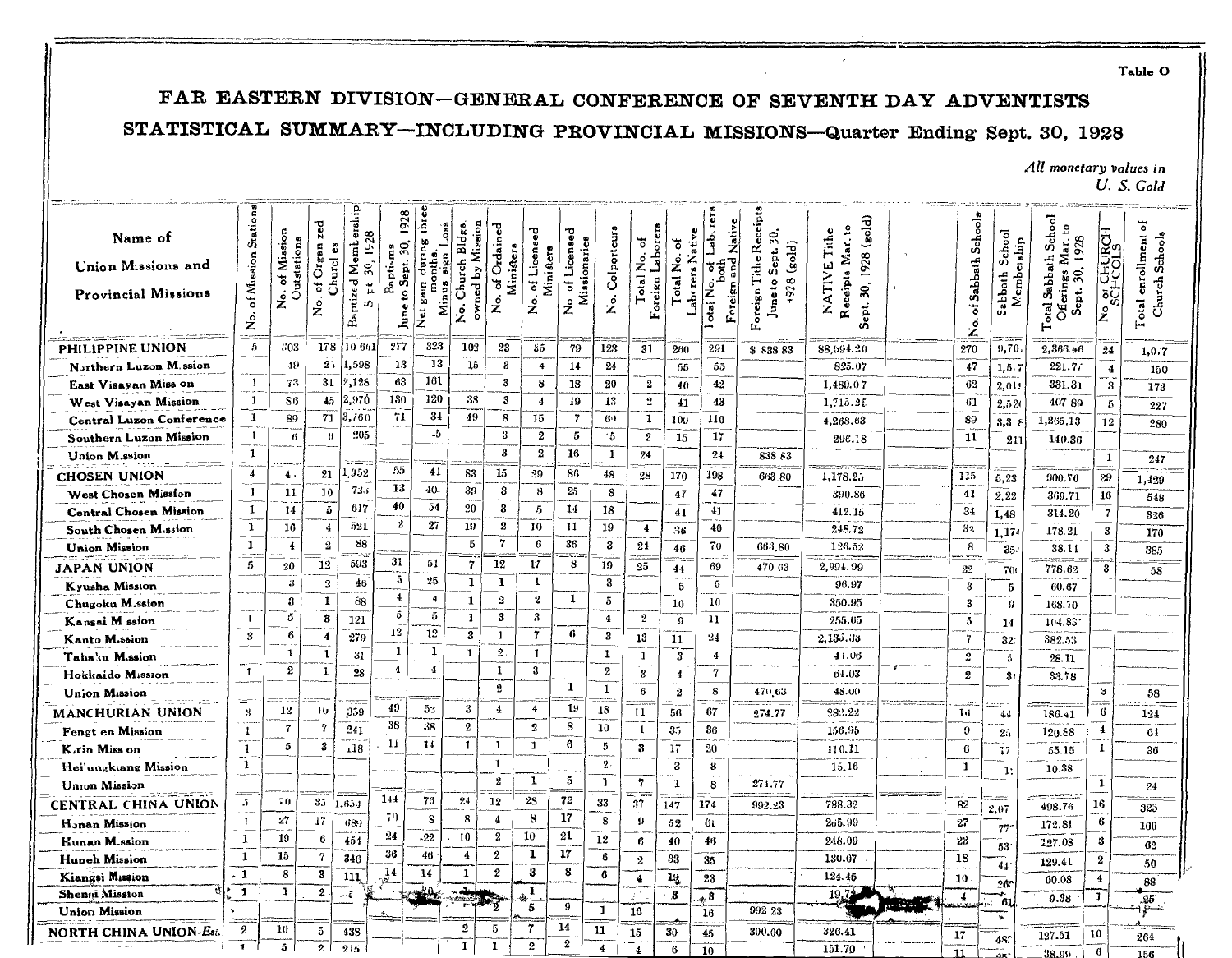Table O

# FAR EASTERN DIVISION—GENERAL CONFERENCE OF SEVENTH DAY ADVENTISTS

## STATISTICAL SUMMARY—INCLUDING PROVINCIAL MISSIONS—Quarter Ending Sept. 30, 1928

*All monetary values in U. S. Gold*

| Name of Union Missions and Provincial Missions | No. of Mission Stations | No. of Mission Outstations | No. of Organized Churches | Baptized Membership Sept 30, 1928 | Baptisms June to Sept. 30, 1928 | Net gain during three months. Minus sign Loss | No. Church Bldgs. owned by Mission | No. of Ordained Ministers | No. of Licensed Ministers | No. of Licensed Missionaries | No. Colporteurs | Total No. of Foreign Laborers | Total No. of Laborers Native | Total No. of Laborers both Foreign and Native | Foreign Tithe Receipts June to Sept. 30, 1928 (gold) | NATIVE Tithe Receipts Mar. to Sept. 30, 1928 (gold) | | No. of Sabbath Schools | Sabbath School Membership | Total Sabbath School Offerings Mar. to Sept. 30, 1928 | No. of CHURCH SCHOOLS | Total enrollment of Church Schools |
|---|---|---|---|---|---|---|---|---|---|---|---|---|---|---|---|---|---|---|---|---|---|---|
| PHILIPPINE UNION | 5 | 303 | 178 | 10 661 | 277 | 323 | 102 | 23 | 55 | 79 | 123 | 31 | 260 | 291 | $ 838 83 | $8,594.20 | | 270 | 9,70 | 2,366.46 | 24 | 1,0.7 |
| Northern Luzon Mission | | 49 | 25 | 1,598 | 13 | 13 | 15 | 3 | 4 | 14 | 24 | | 55 | 55 | | 825.07 | | 47 | 1,5.7 | 221.77 | 4 | 150 |
| East Visayan Mission | 1 | 73 | 31 | 2,126 | 63 | 161 | | 3 | 8 | 18 | 20 | 2 | 40 | 42 | | 1,489.07 | | 62 | 2,01 | 331.31 | 3 | 173 |
| West Visayan Mission | 1 | 86 | 45 | 2,970 | 130 | 120 | 38 | 3 | 4 | 19 | 13 | 2 | 41 | 43 | | 1,715.2 | | 61 | 2,52 | 407 89 | 5 | 227 |
| Central Luzon Conference | 1 | 89 | 71 | 3,760 | 71 | 34 | 49 | 8 | 15 | 7 | 60 | 1 | 109 | 110 | | 4,268.63 | | 89 | 3,3 | 1,265.13 | 12 | 280 |
| Southern Luzon Mission | 1 | 6 | 6 | 205 | | -5 | | 3 | 2 | 5 | 5 | 2 | 15 | 17 | | 296.18 | | 11 | 211 | 140.36 | | |
| Union Mission | 1 | | | | | | | 3 | 2 | 16 | 1 | 24 | | 24 | 838 83 | | | | | | 1 | 247 |
| CHOSEN UNION | 4 | 4 | 21 | 1,952 | 55 | 41 | 83 | 15 | 30 | 86 | 48 | 28 | 170 | 198 | 663.80 | 1,178.25 | | 115 | 5,23 | 900.76 | 29 | 1,429 |
| West Chosen Mission | 1 | 11 | 10 | 72 | 13 | 40 | 39 | 3 | 8 | 25 | 8 | | 47 | 47 | | 390.86 | | 41 | 2,22 | 369.71 | 16 | 548 |
| Central Chosen Mission | 1 | 14 | 5 | 617 | 40 | 54 | 20 | 3 | 5 | 14 | 18 | | 41 | 41 | | 412.15 | | 34 | 1,48 | 314.20 | 7 | 326 |
| South Chosen Mission | 1 | 16 | 4 | 521 | 2 | 27 | 19 | 2 | 10 | 11 | 19 | 4 | 36 | 40 | | 248.72 | | 32 | 1,17 | 178.21 | 3 | 170 |
| Union Mission | 1 | 4 | 2 | 88 | | | 5 | 7 | 6 | 36 | 3 | 24 | 46 | 70 | 663.80 | 126.52 | | 8 | 35 | 38.11 | 3 | 385 |
| JAPAN UNION | 5 | 20 | 12 | 593 | 31 | 51 | 7 | 12 | 17 | 8 | 19 | 25 | 44 | 69 | 470 63 | 2,994.99 | | 22 | 70 | 778.62 | 3 | 58 |
| Kyushu Mission | | 3 | 2 | 46 | 5 | 25 | 1 | 1 | 1 | | 3 | | 5 | 5 | | 96.97 | | 3 | 5 | 60.67 | | |
| Chugoku Mission | | 3 | 1 | 88 | 4 | 4 | 1 | 2 | 2 | 1 | 5 | | 10 | 10 | | 350.95 | | 3 | 9 | 168.70 | | |
| Kansai Mission | 1 | 5 | 3 | 121 | 5 | 5 | 1 | 3 | 3 | | 4 | 2 | 9 | 11 | | 255.65 | | 5 | 14 | 104.83 | | |
| Kanto Mission | 3 | 6 | 4 | 279 | 12 | 12 | 3 | 1 | 7 | 6 | 3 | 13 | 11 | 24 | | 2,135.33 | | 7 | 32 | 382.53 | | |
| Tahoku Mission | | 1 | 1 | 31 | 1 | 1 | 1 | 2 | 1 | | 1 | 1 | 3 | 4 | | 41.06 | | 2 | 5 | 28.11 | | |
| Hokkaido Mission | 1 | 2 | 1 | 28 | 4 | 4 | | 1 | 3 | | 2 | 3 | 4 | 7 | | 64.03 | | 2 | 3 | 33.78 | | |
| Union Mission | | | | | | | | 2 | | 1 | 1 | 6 | 2 | 8 | 470.63 | 48.00 | | | | | 3 | 58 |
| MANCHURIAN UNION | 3 | 12 | 10 | 359 | 49 | 52 | 3 | 4 | 4 | 19 | 18 | 11 | 56 | 67 | 274.77 | 282.22 | | 16 | 44 | 186.41 | 6 | 124 |
| Fengtien Mission | 1 | 7 | 7 | 241 | 38 | 38 | 2 | | 2 | 8 | 10 | 1 | 35 | 36 | | 156.95 | | 9 | 25 | 120.88 | 4 | 61 |
| Kirin Mission | 1 | 5 | 3 | 118 | 11 | 14 | 1 | 1 | 1 | 6 | 5 | 3 | 17 | 20 | | 110.11 | | 6 | 17 | 55.15 | 1 | 36 |
| Heilungkiang Mission | 1 | | | | | | | 1 | | | 2 | | 3 | 3 | | 15.16 | | 1 | 1 | 10.38 | | |
| Union Mission | | | | | | | | 2 | 1 | 5 | 1 | 7 | 1 | 8 | 274.77 | | | | | | 1 | 24 |
| CENTRAL CHINA UNION | 5 | 70 | 35 | 1,654 | 144 | 76 | 24 | 12 | 28 | 72 | 33 | 37 | 147 | 174 | 992.23 | 788.32 | | 82 | 2,07 | 498.76 | 16 | 325 |
| Honan Mission | 1 | 27 | 17 | 689 | 70 | 8 | 8 | 4 | 8 | 17 | 8 | 9 | 52 | 61 | | 265.99 | | 27 | 77 | 172.81 | 6 | 100 |
| Hunan Mission | 1 | 19 | 6 | 454 | 24 | -22 | 10 | 2 | 10 | 21 | 12 | 6 | 40 | 46 | | 248.09 | | 23 | 53 | 127.08 | 3 | 62 |
| Hupeh Mission | 1 | 15 | 7 | 346 | 36 | 46 | 4 | 2 | 1 | 17 | 6 | 2 | 33 | 35 | | 130.07 | | 18 | 41 | 129.41 | 2 | 50 |
| Kiangsi Mission | 1 | 8 | 3 | 111 | 14 | 14 | 1 | 2 | 3 | 8 | 6 | 4 | 19 | 23 | | 124.46 | | 10 | 20 | 60.08 | 4 | 88 |
| Shensi Mission | 1 | 1 | 2 | | | 30 | | | 1 | | | | 3 | 3 | | 19.7 | | 4 | 6 | 9.38 | 1 | 25 |
| Union Mission | | | | | | | | 2 | 5 | 9 | 1 | 16 | | 16 | 992 23 | | | | | | | |
| NORTH CHINA UNION-Est. | 2 | 10 | 5 | 438 | | | 2 | 5 | 7 | 14 | 11 | 15 | 30 | 45 | 300.00 | 326.41 | | 17 | 48 | 127.51 | 10 | 264 |
| | 1 | 5 | 2 | 215 | | | 1 | 1 | 2 | 2 | 4 | 4 | 6 | 10 | | 151.70 | | 11 | 25 | 38.99 | 6 | 156 |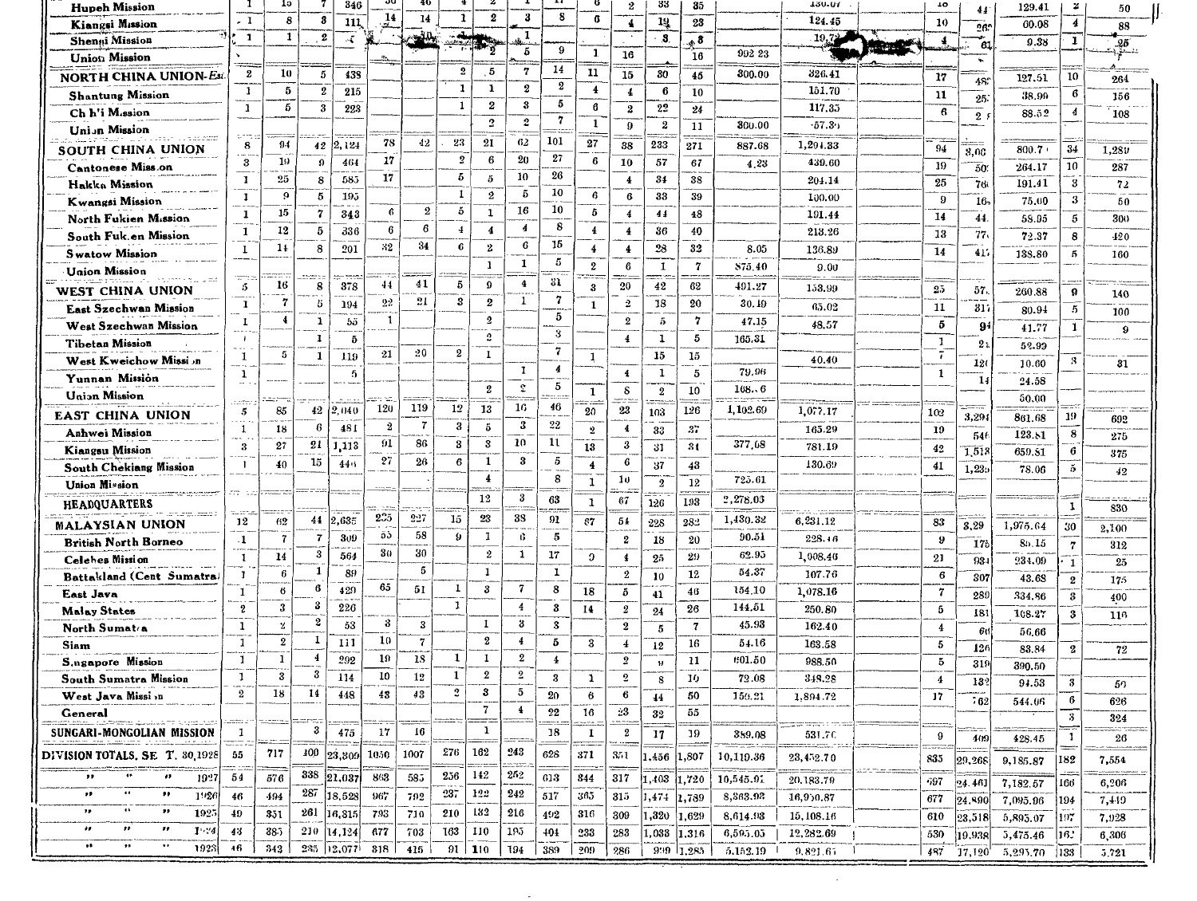| | | | | | | | | | | | | | | | | | | | | | |
|---|---|---|---|---|---|---|---|---|---|---|---|---|---|---|---|---|---|---|---|---|---|
| **Hupeh Mission** | 1 | 15 | 7 | 346 | 30 | 46 | 4 | 2 | 1 | 17 | 6 | 2 | 33 | 35 | | 130.07 | 18 | 44 | 129.41 | 2 | 50 |
| **Kiangsi Mission** | 1 | 8 | 3 | 111 | 14 | 14 | 1 | 2 | 3 | 8 | 6 | 4 | 19 | 23 | | 124.45 | 10 | 26 | 00.08 | 4 | 88 |
| **Shensi Mission** | 1 | 1 | 2 | 4 | | | | | 1 | | | | 3 | 3 | | 19.7 | 4 | 61 | 9.38 | 1 | 25 |
| **Union Mission** | | | | | | | | 2 | 5 | 9 | 1 | 16 | | 16 | 992.23 | | | | | | |
| **NORTH CHINA UNION**-Est. | 2 | 10 | 5 | 438 | | | 2 | 5 | 7 | 14 | 11 | 15 | 30 | 45 | 300.00 | 326.41 | 17 | 48 | 127.51 | 10 | 264 |
| **Shantung Mission** | 1 | 5 | 2 | 215 | | | 1 | 1 | 2 | 2 | 4 | 4 | 6 | 10 | | 151.70 | 11 | 25 | 38.99 | 6 | 156 |
| **Chihli Mission** | 1 | 5 | 3 | 223 | | | 1 | 2 | 3 | 5 | 6 | 2 | 22 | 24 | | 117.35 | 6 | 2 | 88.52 | 4 | 108 |
| **Union Mission** | | | | | | | | 2 | 2 | 7 | 1 | 9 | 2 | 11 | 300.00 | 57.3 | | | | | |
| **SOUTH CHINA UNION** | 8 | 94 | 42 | 2,124 | 78 | 42 | 23 | 21 | 62 | 101 | 27 | 38 | 233 | 271 | 887.68 | 1,294.33 | 94 | 3,0 | 800.7 | 34 | 1,289 |
| **Cantonese Mission** | 3 | 19 | 9 | 464 | 17 | | 2 | 6 | 20 | 27 | 6 | 10 | 57 | 67 | 4.23 | 439.60 | 19 | 50 | 264.17 | 10 | 287 |
| **Hakka Mission** | 1 | 25 | 8 | 585 | 17 | | 5 | 5 | 10 | 26 | | 4 | 34 | 38 | | 204.14 | 25 | 76 | 191.41 | 3 | 72 |
| **Kwangsi Mission** | 1 | 9 | 5 | 195 | | | 1 | 2 | 5 | 10 | 6 | 6 | 33 | 39 | | 100.00 | 9 | 16 | 75.00 | 3 | 50 |
| **North Fukien Mission** | 1 | 15 | 7 | 343 | 6 | 2 | 5 | 1 | 16 | 10 | 5 | 4 | 44 | 48 | | 191.44 | 14 | 44 | 58.95 | 5 | 300 |
| **South Fukien Mission** | 1 | 12 | 5 | 336 | 6 | 6 | 4 | 4 | 4 | 8 | 4 | 4 | 36 | 40 | | 213.26 | 13 | 77 | 72.37 | 8 | 420 |
| **Swatow Mission** | 1 | 14 | 8 | 201 | 32 | 34 | 6 | 2 | 6 | 15 | 4 | 4 | 28 | 32 | 8.05 | 136.89 | 14 | 41 | 138.80 | 5 | 160 |
| **Union Mission** | | | | | | | | 1 | 1 | 5 | 2 | 6 | 1 | 7 | 875.40 | 9.00 | | | | | |
| **WEST CHINA UNION** | 5 | 16 | 8 | 378 | 44 | 41 | 5 | 9 | 4 | 31 | 3 | 20 | 42 | 62 | 401.27 | 153.99 | 25 | 57 | 260.88 | 9 | 140 |
| **East Szechwan Mission** | 1 | 7 | 5 | 194 | 22 | 21 | 3 | 2 | 1 | 7 | 1 | 2 | 18 | 20 | 30.19 | 65.02 | 11 | 31 | 80.94 | 5 | 100 |
| **West Szechwan Mission** | 1 | 4 | 1 | 55 | 1 | | | 2 | | 5 | | 2 | 5 | 7 | 47.15 | 48.57 | 5 | 94 | 41.77 | 1 | 9 |
| **Tibetan Mission** | 1 | | 1 | 5 | | | | 2 | | 3 | | 4 | 1 | 5 | 165.31 | | 1 | 2 | 52.99 | | |
| **West Kweichow Mission** | 1 | 5 | 1 | 119 | 21 | 20 | 2 | 1 | | 7 | 1 | | 15 | 15 | | 40.40 | 7 | 12 | 10.60 | 3 | 31 |
| **Yunnan Mission** | 1 | | | 5 | | | | | 1 | 4 | | 4 | 1 | 5 | 79.96 | | 1 | 14 | 24.58 | | |
| **Union Mission** | | | | | | | | 2 | 2 | 5 | 1 | 8 | 2 | 10 | 108.6 | | | | 50.00 | | |
| **EAST CHINA UNION** | 5 | 85 | 42 | 2,040 | 120 | 119 | 12 | 13 | 16 | 46 | 20 | 23 | 103 | 126 | 1,102.69 | 1,077.17 | 102 | 3,29 | 861.68 | 19 | 692 |
| **Anhwei Mission** | 1 | 18 | 6 | 481 | 2 | 7 | 3 | 5 | 3 | 22 | 2 | 4 | 33 | 37 | | 165.29 | 19 | 54 | 123.81 | 8 | 275 |
| **Kiangsu Mission** | 3 | 27 | 21 | 1,113 | 91 | 86 | 8 | 3 | 10 | 11 | 13 | 3 | 31 | 34 | 377.08 | 781.19 | 42 | 1,518 | 659.81 | 6 | 375 |
| **South Chekiang Mission** | 1 | 40 | 15 | 446 | 27 | 26 | 6 | 1 | 3 | 5 | 4 | 6 | 37 | 43 | | 130.69 | 41 | 1,23 | 78.06 | 5 | 42 |
| **Union Mission** | | | | | | | | 4 | | 8 | 1 | 10 | 2 | 12 | 725.61 | | | | | | |
| **HEADQUARTERS** | | | | | | | | 12 | 3 | 63 | 1 | 67 | 126 | 193 | 2,278.05 | | | | | 1 | 830 |
| **MALAYSIAN UNION** | 12 | 62 | 44 | 2,635 | 225 | 227 | 15 | 23 | 38 | 91 | 67 | 54 | 228 | 282 | 1,430.32 | 6,231.12 | 83 | 3,29 | 1,975.64 | 30 | 2,100 |
| **British North Borneo** | 1 | 7 | 7 | 309 | 55 | 58 | 9 | 1 | 6 | 5 | | 2 | 18 | 20 | 90.51 | 228.46 | 9 | 175 | 85.15 | 7 | 312 |
| **Celebes Mission** | 1 | 14 | 3 | 564 | 30 | 30 | | 2 | 1 | 17 | 9 | 4 | 25 | 29 | 62.95 | 1,008.46 | 21 | 93 | 234.09 | 1 | 25 |
| **Battakland (Cent. Sumatra)** | 1 | 6 | 1 | 89 | | 5 | | 1 | | 1 | | 2 | 10 | 12 | 54.37 | 107.76 | 6 | 307 | 43.68 | 2 | 175 |
| **East Java** | 1 | 6 | 6 | 429 | 65 | 51 | 1 | 3 | 7 | 8 | 18 | 5 | 41 | 46 | 154.10 | 1,078.16 | 7 | 280 | 334.86 | 3 | 400 |
| **Malay States** | 2 | 3 | 3 | 226 | | | 1 | | 4 | 3 | 14 | 2 | 24 | 26 | 144.51 | 250.80 | 5 | 181 | 108.27 | 3 | 116 |
| **North Sumatra** | 1 | 2 | 2 | 53 | 3 | 3 | | 1 | 3 | 3 | | 2 | 5 | 7 | 45.93 | 162.40 | 4 | 66 | 56.66 | | |
| **Siam** | 1 | 2 | 1 | 111 | 10 | 7 | | 2 | 4 | 5 | 3 | 4 | 12 | 16 | 54.16 | 163.58 | 5 | 126 | 83.84 | 2 | 72 |
| **Singapore Mission** | 1 | 1 | 4 | 292 | 19 | 18 | 1 | 1 | 2 | 4 | | 2 | 9 | 11 | 601.50 | 988.50 | 5 | 319 | 390.50 | | |
| **South Sumatra Mission** | 1 | 3 | 3 | 114 | 10 | 12 | 1 | 2 | 2 | 3 | 1 | 2 | 8 | 10 | 72.08 | 348.28 | 4 | 132 | 94.53 | 3 | 50 |
| **West Java Mission** | 2 | 18 | 14 | 448 | 43 | 43 | 2 | 3 | 5 | 20 | 6 | 6 | 44 | 50 | 150.21 | 1,894.72 | 17 | 762 | 544.06 | 6 | 626 |
| **General** | | | | | | | | 7 | 4 | 22 | 16 | 23 | 32 | 55 | | | | | | 3 | 324 |
| **SUNGARI-MONGOLIAN MISSION** | 1 | | 3 | 475 | 17 | 16 | | 1 | | 18 | 1 | 2 | 17 | 19 | 389.08 | 531.70 | 9 | 409 | 428.45 | 1 | 26 |
| **DIVISION TOTALS, SEPT. 30,1928** | 55 | 717 | 400 | 23,309 | 1050 | 1007 | 276 | 162 | 243 | 628 | 371 | 351 | 1,456 | 1,807 | 10,119.36 | 23,452.70 | 835 | 29,268 | 9,185.87 | 182 | 7,554 |
| " " " 1927 | 54 | 576 | 338 | 21,037 | 863 | 585 | 256 | 142 | 262 | 613 | 344 | 317 | 1,403 | 1,720 | 10,545.91 | 20,183.79 | 697 | 24,461 | 7,182.57 | 166 | 6,206 |
| " " " 1926 | 46 | 494 | 287 | 18,528 | 967 | 792 | 237 | 122 | 242 | 517 | 365 | 315 | 1,474 | 1,789 | 8,363.98 | 16,950.87 | 677 | 24,890 | 7,095.96 | 194 | 7,449 |
| " " " 1925 | 49 | 351 | 261 | 16,315 | 793 | 710 | 210 | 132 | 216 | 492 | 316 | 309 | 1,320 | 1,629 | 8,614.93 | 15,108.16 | 610 | 23,518 | 5,893.07 | 197 | 7,928 |
| " " " 1924 | 43 | 385 | 210 | 14,124 | 677 | 703 | 163 | 110 | 195 | 404 | 233 | 283 | 1,033 | 1,316 | 6,595.05 | 12,282.69 | 530 | 19,938 | 5,475.46 | 162 | 6,306 |
| " " " 1923 | 46 | 342 | 235 | 12,077 | 318 | 415 | 91 | 110 | 194 | 389 | 209 | 286 | 999 | 1,285 | 5,152.19 | 9,821.65 | 487 | 17,120 | 5,295.70 | 133 | 5,721 |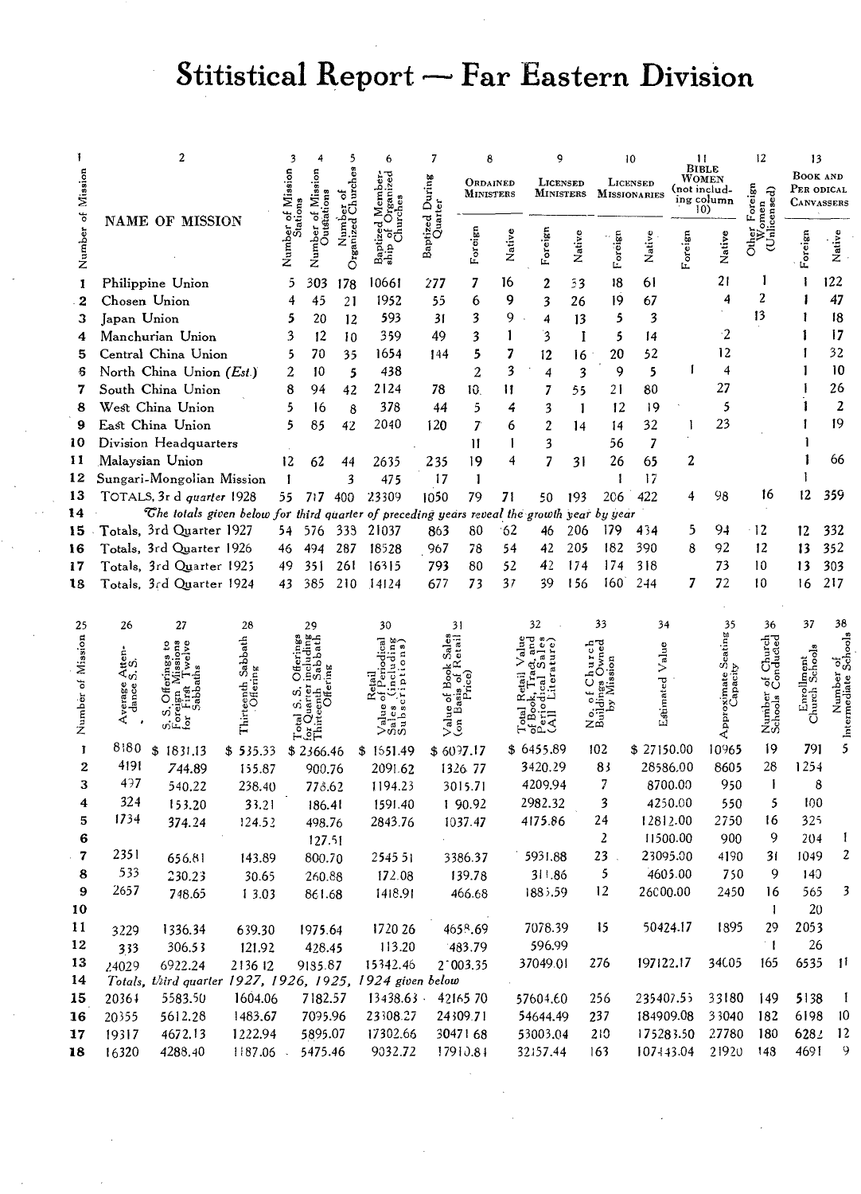# Stitistical Report — Far Eastern Division

| 1 | 2 | 3 | 4 | 5 | 6 | 7 | 8 | | 9 | | 10 | | 11 | | 12 | 13 | |
|---|---|---|---|---|---|---|---|---|---|---|---|---|---|---|---|---|---|
| Number of Mission | NAME OF MISSION | Number of Mission Stations | Number of Mission Outstations | Number of Organized Churches | Baptized Membership of Organized Churches | Baptized During Quarter | Ordained Ministers | | Licensed Ministers | | Licensed Missionaries | | Bible Women (not including column 10) | | Other Foreign Women (Unlicensed) | Book and Periodical Canvassers | |
| | | | | | | | Foreign | Native | Foreign | Native | Foreign | Native | Foreign | Native | | Foreign | Native |
| 1 | Philippine Union | 5 | 303 | 178 | 10661 | 277 | 7 | 16 | 2 | 53 | 18 | 61 | | 21 | 1 | 1 | 122 |
| 2 | Chosen Union | 4 | 45 | 21 | 1952 | 55 | 6 | 9 | 3 | 26 | 19 | 67 | | 4 | 2 | 1 | 47 |
| 3 | Japan Union | 5 | 20 | 12 | 593 | 31 | 3 | 9 | 4 | 13 | 5 | 3 | | | 13 | 1 | 18 |
| 4 | Manchurian Union | 3 | 12 | 10 | 359 | 49 | 3 | 1 | 3 | 1 | 5 | 14 | | 2 | | 1 | 17 |
| 5 | Central China Union | 5 | 70 | 35 | 1654 | 144 | 5 | 7 | 12 | 16 | 20 | 52 | | 12 | | 1 | 32 |
| 6 | North China Union *(Est.)* | 2 | 10 | 5 | 438 | | 2 | 3 | 4 | 3 | 9 | 5 | 1 | 4 | | 1 | 10 |
| 7 | South China Union | 8 | 94 | 42 | 2124 | 78 | 10 | 11 | 7 | 55 | 21 | 80 | | 27 | | 1 | 26 |
| 8 | West China Union | 5 | 16 | 8 | 378 | 44 | 5 | 4 | 3 | 1 | 12 | 19 | | 5 | | 1 | 2 |
| 9 | East China Union | 5 | 85 | 42 | 2040 | 120 | 7 | 6 | 2 | 14 | 14 | 32 | 1 | 23 | | 1 | 19 |
| 10 | Division Headquarters | | | | | | 11 | 1 | 3 | | 56 | 7 | | | | 1 | |
| 11 | Malaysian Union | 12 | 62 | 44 | 2635 | 235 | 19 | 4 | 7 | 31 | 26 | 65 | 2 | | | 1 | 66 |
| 12 | Sungari-Mongolian Mission | 1 | | 3 | 475 | 17 | 1 | | | | 1 | 17 | | | | 1 | |
| 13 | TOTALS, 3r d *quarter* 1928 | 55 | 717 | 400 | 23309 | 1050 | 79 | 71 | 50 | 193 | 206 | 422 | 4 | 98 | 16 | 12 | 359 |
| 14 | *The totals given below for third quarter of preceding years reveal the growth year by year* | | | | | | | | | | | | | | | | |
| 15 | Totals, 3rd Quarter 1927 | 54 | 576 | 333 | 21037 | 863 | 80 | 62 | 46 | 206 | 179 | 434 | 5 | 94 | 12 | 12 | 332 |
| 16 | Totals, 3rd Quarter 1926 | 46 | 494 | 287 | 18528 | 967 | 78 | 54 | 42 | 205 | 182 | 390 | 8 | 92 | 12 | 13 | 352 |
| 17 | Totals, 3rd Quarter 1925 | 49 | 351 | 261 | 16315 | 793 | 80 | 52 | 42 | 174 | 174 | 318 | | 73 | 10 | 13 | 303 |
| 18 | Totals, 3rd Quarter 1924 | 43 | 385 | 210 | 14124 | 677 | 73 | 37 | 39 | 156 | 160 | 244 | 7 | 72 | 10 | 16 | 217 |

| 25 | 26 | 27 | 28 | 29 | 30 | 31 | 32 | 33 | 34 | 35 | 36 | 37 | 38 |
|---|---|---|---|---|---|---|---|---|---|---|---|---|---|
| Number of Mission | Average Attendance S.S. | S. S. Offerings to Foreign Missions for First Twelve Sabbaths | Thirteenth Sabbath Offering | Total S. S. Offerings for Quarter including Thirteenth Sabbath Offering | Retail Value of Periodical Sales (including Subscriptions) | Value of Book Sales (on Basis of Retail Price) | Total Retail Value of Book, Tract, and Periodical Sales (All Literature) | No. of Church Buildings Owned by Mission | Estimated Value | Approximate Seating Capacity | Number of Church Schools Conducted | Enrollment Church Schools | Number of Intermediate Schools |
| 1 | 8180 | $ 1831.13 | $ 535.33 | $ 2366.46 | $ 1651.49 | $ 6097.17 | $ 6455.89 | 102 | $ 27150.00 | 10965 | 19 | 791 | 5 |
| 2 | 4191 | 744.89 | 155.87 | 900.76 | 2091.62 | 1326 77 | 3420.29 | 83 | 28586.00 | 8605 | 28 | 1254 | |
| 3 | 497 | 540.22 | 238.40 | 778.62 | 1194.23 | 3015.71 | 4209.94 | 7 | 8700.00 | 950 | 1 | 8 | |
| 4 | 324 | 153.20 | 33.21 | 186.41 | 1591.40 | 1 90.92 | 2982.32 | 3 | 4250.00 | 550 | 5 | 100 | |
| 5 | 1734 | 374.24 | 124.52 | 498.76 | 2843.76 | 1037.47 | 4175.86 | 24 | 12812.00 | 2750 | 16 | 325 | |
| 6 | | | | 127.51 | | | | 2 | 11500.00 | 900 | 9 | 204 | 1 |
| 7 | 2351 | 656.81 | 143.89 | 800.70 | 2545 51 | 3386.37 | 5931.88 | 23 | 23095.00 | 4190 | 31 | 1049 | 2 |
| 8 | 533 | 230.23 | 30.65 | 260.88 | 172.08 | 139.78 | 311.86 | 5 | 4605.00 | 750 | 9 | 140 | |
| 9 | 2657 | 748.65 | 1 3.03 | 861.68 | 1418.91 | 466.68 | 1885.59 | 12 | 26000.00 | 2450 | 16 | 565 | 3 |
| 10 | | | | | | | | | | | 1 | 20 | |
| 11 | 3229 | 1336.34 | 639.30 | 1975.64 | 1720 26 | 4658.69 | 7078.39 | 15 | 50424.17 | 1895 | 29 | 2053 | |
| 12 | 333 | 306.53 | 121.92 | 428.45 | 113.20 | 483.79 | 596.99 | | | | 1 | 26 | |
| 13 | 24029 | 6922.24 | 2136 12 | 9135.87 | 15342.46 | 2 003.35 | 37049.01 | 276 | 197122.17 | 34005 | 165 | 6535 | 11 |
| 14 | *Totals, third quarter 1927, 1926, 1925, 1924 given below* | | | | | | | | | | | | |
| 15 | 20364 | 5583.50 | 1604.06 | 7182.57 | 13438.63 | 42165 70 | 57604.60 | 256 | 235407.55 | 33180 | 149 | 5138 | 1 |
| 16 | 20355 | 5612.28 | 1483.67 | 7095.96 | 23308.27 | 24309.71 | 54644.49 | 237 | 184909.08 | 33040 | 182 | 6198 | 10 |
| 17 | 19317 | 4672.13 | 1222.94 | 5895.07 | 17302.66 | 30471 68 | 53003.04 | 210 | 175283.50 | 27780 | 180 | 6282 | 12 |
| 18 | 16320 | 4288.40 | 1187.06 | 5475.46 | 9032.72 | 17910.81 | 32157.44 | 163 | 107443.04 | 21920 | 148 | 4691 | 9 |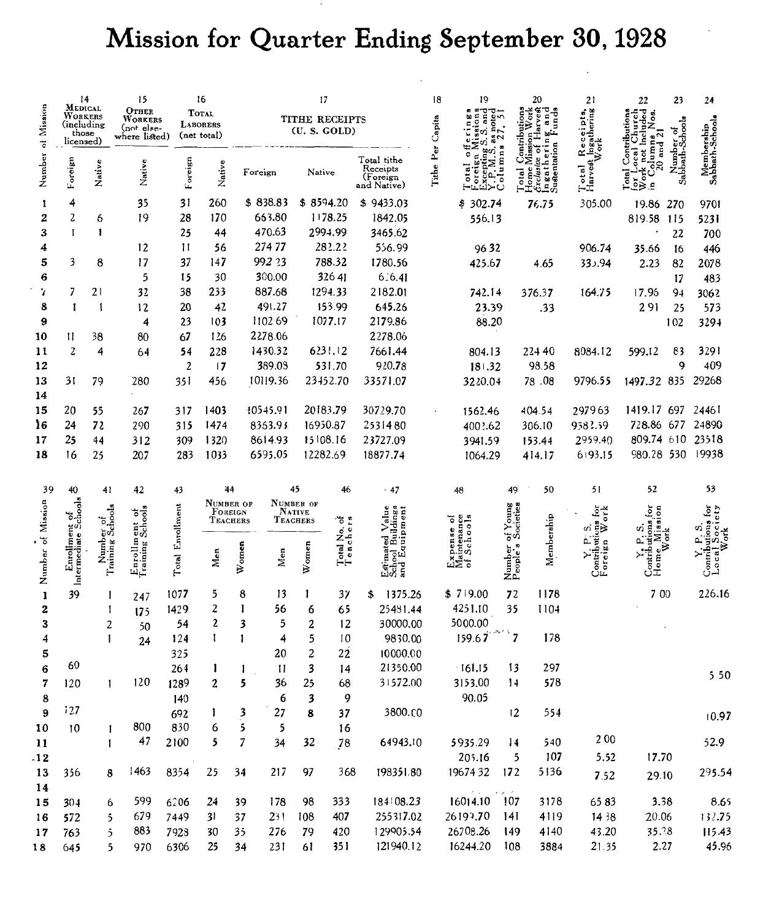# Mission for Quarter Ending September 30, 1928

| Number of Mission | 14 Medical Workers (including those licensed) | | 15 Other Workers (not elsewhere listed) | 16 Total Laborers (net total) | | 17 Tithe Receipts (U. S. Gold) | | | 18 | 19 | 20 | 21 | 22 | 23 | 24 |
|---|---|---|---|---|---|---|---|---|---|---|---|---|---|---|---|
| | Foreign | Native | Native | Foreign | Native | Foreign | Native | Total tithe Receipts (Foreign and Native) | Tithe Per Capita | Total offerings Foreign Missions Excepting S.S. and Y.P.M.S. as noted Columns 27, 51 | Total Contributions Home Mission Work *Exclusive* of Harvest Ingathering and Sustentation Funds | Total Receipts, Harvest Ingathering Work | Total Contributions for Local Church Work not Included in Columns Nos. 20 and 21 | Number of Sabbath-Schools | Membership Sabbath-Schools |
| 1 | 4 | | 35 | 31 | 260 | $ 838.83 | $ 8594.20 | $ 9433.03 | | $ 302.74 | 76.75 | 305.00 | 19.86 | 270 | 9701 |
| 2 | 2 | 6 | 19 | 28 | 170 | 663.80 | 1178.25 | 1842.05 | | 556.13 | | | 819.58 | 115 | 5231 |
| 3 | 1 | 1 | | 25 | 44 | 470.63 | 2994.99 | 3465.62 | | | | | | 22 | 700 |
| 4 | | | 12 | 11 | 56 | 274 77 | 282.22 | 556.99 | | 96 32 | | 906.74 | 35.66 | 16 | 446 |
| 5 | 3 | 8 | 17 | 37 | 147 | 992 23 | 788.32 | 1780.56 | | 425.67 | 4.65 | 335.94 | 2.23 | 82 | 2078 |
| 6 | | | 5 | 15 | 30 | 300.00 | 326 41 | 626.41 | | | | | | 17 | 483 |
| 7 | 7 | 21 | 32 | 38 | 233 | 887.68 | 1294.33 | 2182.01 | | 742.14 | 376.37 | 164.75 | 17.96 | 94 | 3062 |
| 8 | 1 | 1 | 12 | 20 | 42 | 491.27 | 153.99 | 645.26 | | 23.39 | .33 | | 2 91 | 25 | 573 |
| 9 | | | 4 | 23 | 103 | 1102 69 | 1077.17 | 2179.86 | | 88.20 | | | | 102 | 3294 |
| 10 | 11 | 38 | 80 | 67 | 126 | 2278.06 | | 2278.06 | | | | | | | |
| 11 | 2 | 4 | 64 | 54 | 228 | 1430.32 | 6231.12 | 7661.44 | | 804.13 | 224 40 | 8084.12 | 599.12 | 83 | 3291 |
| 12 | | | | 2 | 17 | 389.08 | 531.70 | 920.78 | | 181.32 | 98.58 | | | 9 | 409 |
| 13 | 31 | 79 | 280 | 351 | 456 | 10119.36 | 23452.70 | 33571.07 | | 3220.04 | 78 .08 | 9796.55 | 1497.32 | 835 | 29268 |
| 14 | | | | | | | | | | | | | | | |
| 15 | 20 | 55 | 267 | 317 | 1403 | 10545.91 | 20183.79 | 30729.70 | | 1562.46 | 404.54 | 2979 63 | 1419.17 | 697 | 24461 |
| 16 | 24 | 72 | 290 | 315 | 1474 | 8363.93 | 16950.87 | 25314 80 | | 4003.62 | 306.10 | 9582.59 | 728.86 | 677 | 24890 |
| 17 | 25 | 44 | 312 | 309 | 1320 | 8614.93 | 15108.16 | 23727.09 | | 3941.59 | 153.44 | 2959.40 | 809.74 | 610 | 23518 |
| 18 | 16 | 25 | 207 | 283 | 1033 | 6595.05 | 12282.69 | 18877.74 | | 1064.29 | 414.17 | 6193.15 | 980.28 | 530 | 19938 |

| 39 | 40 | 41 | 42 | 43 | 44 Number of Foreign Teachers | | 45 Number of Native Teachers | | 46 | 47 | 48 | 49 | 50 | 51 | 52 | 53 |
|---|---|---|---|---|---|---|---|---|---|---|---|---|---|---|---|---|
| Number of Mission | Enrollment of Intermediate Schools | Number of Training Schools | Enrollment of Training Schools | Total Enrollment | Men | Women | Men | Women | Total No. of Teachers | Estimated Value School Buildings and Equipment | Expense of Maintenance of Schools | Number of Young People's Societies | Membership | Y. P. S. Contributions for Foreign Work | Y. P. S. Contributions for Home Mission Work | Y. P. S. Contributions for Local Society Work |
| 1 | 39 | 1 | 247 | 1077 | 5 | 8 | 13 | 1 | 37 | $ 1375.26 | $ 719.00 | 72 | 1178 | | 7 00 | 226.16 |
| 2 | | 1 | 175 | 1429 | 2 | 1 | 56 | 6 | 65 | 25481.44 | 4251.10 | 35 | 1104 | | | |
| 3 | | 2 | 50 | 54 | 2 | 3 | 5 | 2 | 12 | 30000.00 | 5000.00 | | | | | |
| 4 | | 1 | 24 | 124 | 1 | 1 | 4 | 5 | 10 | 9830.00 | 159.67 | 7 | 178 | | | |
| 5 | | | | 325 | | | 20 | 2 | 22 | 10000.00 | | | | | | |
| 6 | 60 | | | 264 | 1 | 1 | 11 | 3 | 14 | 21350.00 | 161.15 | 13 | 297 | | | |
| 7 | 120 | 1 | 120 | 1289 | 2 | 5 | 36 | 25 | 68 | 31572.00 | 3153.00 | 14 | 578 | | | 5 50 |
| 8 | | | | 140 | | | 6 | 3 | 9 | | 90.05 | | | | | |
| 9 | 127 | | | 692 | 1 | 3 | 27 | 8 | 37 | 3800.00 | | 12 | 554 | | | 10.97 |
| 10 | 10 | 1 | 800 | 830 | 6 | 5 | 5 | | 16 | | | | | | | |
| 11 | | 1 | 47 | 2100 | 5 | 7 | 34 | 32 | 78 | 64943.10 | 5935.29 | 14 | 540 | 2 00 | | 52.9 |
| 12 | | | | | | | | | | | 205.16 | 5 | 107 | 5.52 | 17.70 | |
| 13 | 356 | 8 | 1463 | 8354 | 25 | 34 | 217 | 97 | 368 | 198351.80 | 19674 32 | 172 | 5136 | 7.52 | 29.10 | 295.54 |
| 14 | | | | | | | | | | | | | | | | |
| 15 | 304 | 6 | 599 | 6206 | 24 | 39 | 178 | 98 | 333 | 184108.23 | 16014.10 | 107 | 3178 | 65 83 | 3.38 | 8.65 |
| 16 | 572 | 5 | 679 | 7449 | 31 | 37 | 231 | 108 | 407 | 255317.02 | 26193.70 | 141 | 4119 | 14 38 | 20.06 | 132.75 |
| 17 | 763 | 5 | 883 | 7928 | 30 | 35 | 276 | 79 | 420 | 129905.54 | 26708.26 | 149 | 4140 | 43.20 | 35.28 | 115.43 |
| 18 | 645 | 5 | 970 | 6306 | 25 | 34 | 231 | 61 | 351 | 121940.12 | 16244.20 | 108 | 3884 | 21.35 | 2.27 | 45.96 |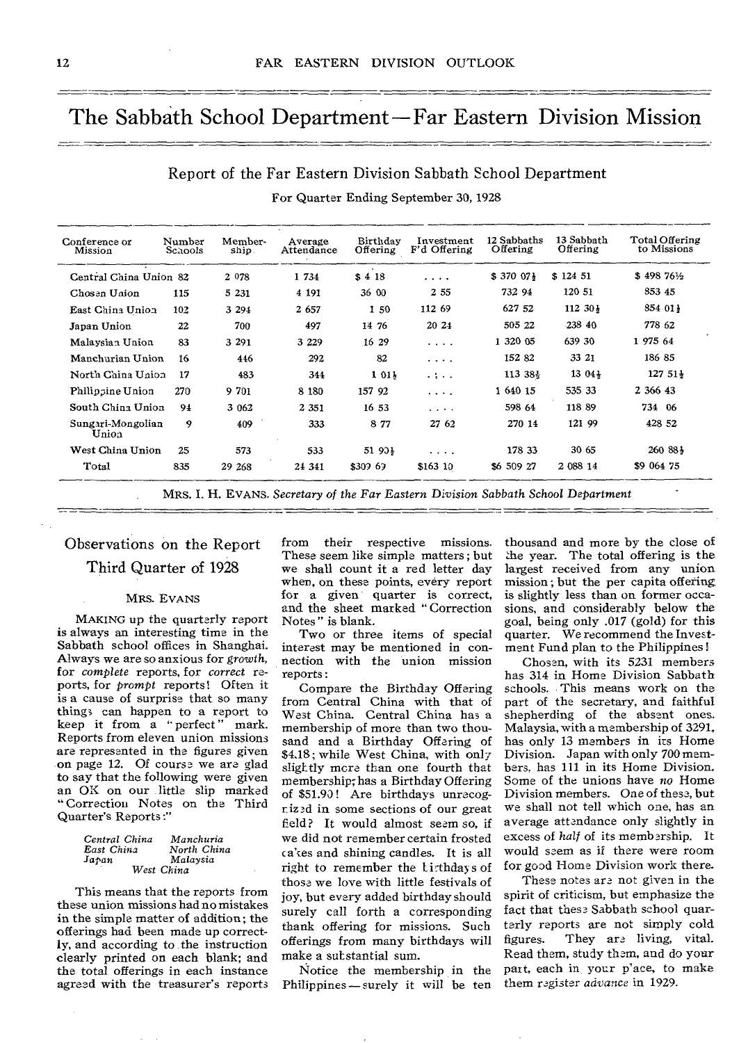# The Sabbath School Department—Far Eastern Division Mission

## Report of the Far Eastern Division Sabbath School Department

For Quarter Ending September 30, 1928

| Conference or Mission | Number Schools | Membership | Average Attendance | Birthday Offering | Investment F'd Offering | 12 Sabbaths Offering | 13 Sabbath Offering | Total Offering to Missions |
|---|---|---|---|---|---|---|---|---|
| Central China Union | 82 | 2 078 | 1 734 | $ 4 18 | . . . . | $ 370 07½ | $ 124 51 | $ 498 76½ |
| Chosen Union | 115 | 5 231 | 4 191 | 36 00 | 2 55 | 732 94 | 120 51 | 853 45 |
| East China Union | 102 | 3 294 | 2 657 | 1 50 | 112 69 | 627 52 | 112 30½ | 854 01½ |
| Japan Union | 22 | 700 | 497 | 14 76 | 20 24 | 505 22 | 238 40 | 778 62 |
| Malaysian Union | 83 | 3 291 | 3 229 | 16 29 | . . . . | 1 320 05 | 639 30 | 1 975 64 |
| Manchurian Union | 16 | 446 | 292 | 82 | . . . . | 152 82 | 33 21 | 186 85 |
| North China Union | 17 | 483 | 344 | 1 01½ | . . . . | 113 38½ | 13 04½ | 127 51½ |
| Philippine Union | 270 | 9 701 | 8 180 | 157 92 | . . . . | 1 640 15 | 535 33 | 2 366 43 |
| South China Union | 94 | 3 062 | 2 351 | 16 53 | . . . . | 598 64 | 118 89 | 734 06 |
| Sungari-Mongolian Union | 9 | 409 | 333 | 8 77 | 27 62 | 270 14 | 121 99 | 428 52 |
| West China Union | 25 | 573 | 533 | 51 90½ | . . . . | 178 33 | 30 65 | 260 88½ |
| Total | 835 | 29 268 | 24 341 | $309 69 | $163 10 | $6 509 27 | 2 088 14 | $9 064 75 |

MRS. I. H. EVANS. *Secretary of the Far Eastern Division Sabbath School Department*

## Observations on the Report Third Quarter of 1928

MRS. EVANS

MAKING up the quarterly report is always an interesting time in the Sabbath school offices in Shanghai. Always we are so anxious for *growth*, for *complete* reports, for *correct* reports, for *prompt* reports! Often it is a cause of surprise that so many things can happen to a report to keep it from a "perfect" mark. Reports from eleven union missions are represented in the figures given on page 12. Of course we are glad to say that the following were given an OK on our little slip marked "Correction Notes on the Third Quarter's Reports:"

*Central China* &nbsp;&nbsp; *Manchuria*
*East China* &nbsp;&nbsp; *North China*
*Japan* &nbsp;&nbsp; *Malaysia*
*West China*

This means that the reports from these union missions had no mistakes in the simple matter of addition; the offerings had been made up correctly, and according to the instruction clearly printed on each blank; and the total offerings in each instance agreed with the treasurer's reports from their respective missions. These seem like simple matters; but we shall count it a red letter day when, on these points, every report for a given quarter is correct, and the sheet marked "Correction Notes" is blank.

Two or three items of special interest may be mentioned in connection with the union mission reports:

Compare the Birthday Offering from Central China with that of West China. Central China has a membership of more than two thousand and a Birthday Offering of $4.18; while West China, with only slightly more than one fourth that membership, has a Birthday Offering of $51.90! Are birthdays unrecognized in some sections of our great field? It would almost seem so, if we did not remember certain frosted cakes and shining candles. It is all right to remember the birthdays of those we love with little festivals of joy, but every added birthday should surely call forth a corresponding thank offering for missions. Such offerings from many birthdays will make a substantial sum.

Notice the membership in the Philippines—surely it will be ten thousand and more by the close of the year. The total offering is the largest received from any union mission; but the per capita offering is slightly less than on former occasions, and considerably below the goal, being only .017 (gold) for this quarter. We recommend the Investment Fund plan to the Philippines!

Chosen, with its 5231 members has 314 in Home Division Sabbath schools. This means work on the part of the secretary, and faithful shepherding of the absent ones. Malaysia, with a membership of 3291, has only 13 members in its Home Division. Japan with only 700 members, has 111 in its Home Division. Some of the unions have *no* Home Division members. One of these, but we shall not tell which one, has an average attendance only slightly in excess of *half* of its membership. It would seem as if there were room for good Home Division work there.

These notes are not given in the spirit of criticism, but emphasize the fact that these Sabbath school quarterly reports are not simply cold figures. They are living, vital. Read them, study them, and do your part, each in your place, to make them register *advance* in 1929.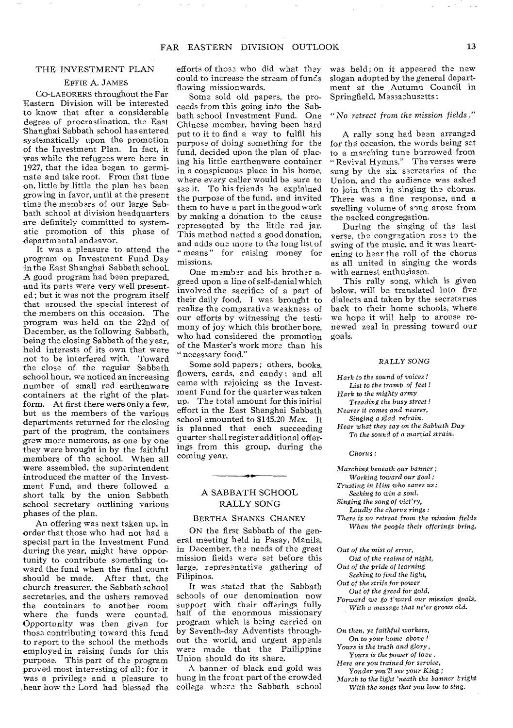## THE INVESTMENT PLAN

### EFFIE A. JAMES

CO-LABORERS throughout the Far Eastern Division will be interested to know that after a considerable degree of procrastination, the East Shanghai Sabbath school has entered systematically upon the promotion of the Investment Plan. In fact, it was while the refugees were here in 1927, that the idea began to germinate and take root. From that time on, little by little the plan has been growing in favor, until at the present time the members of our large Sabbath school at division headquarters are definitely committed to systematic promotion of this phase of departmental endeavor.

It was a pleasure to attend the program on Investment Fund Day in the East Shanghai Sabbath school. A good program had been prepared, and its parts were very well presented; but it was not the program itself that aroused the special interest of the members on this occasion. The program was held on the 22nd of December, as the following Sabbath, being the closing Sabbath of the year, held interests of its own that were not to be interfered with. Toward the close of the regular Sabbath school hour, we noticed an increasing number of small red earthenware containers at the right of the platform. At first there were only a few, but as the members of the various departments returned for the closing part of the program, the containers grew more numerous, as one by one they were brought in by the faithful members of the school. When all were assembled, the superintendent introduced the matter of the Investment Fund, and there followed a short talk by the union Sabbath school secretary outlining various phases of the plan.

An offering was next taken up, in order that those who had not had a special part in the Investment Fund during the year, might have opportunity to contribute something toward the fund when the final count should be made. After that, the church treasurer, the Sabbath school secretaries, and the ushers removed the containers to another room where the funds were counted. Opportunity was then given for those contributing toward this fund to report to the school the methods employed in raising funds for this purpose. This part of the program proved most interesting of all; for it was a privilege and a pleasure to hear how the Lord had blessed the efforts of those who did what they could to increase the stream of funds flowing missionwards.

Some sold old papers, the proceeds from this going into the Sabbath school Investment Fund. One Chinese member, having been hard put to it to find a way to fulfil his purpose of doing something for the fund, decided upon the plan of placing his little earthenware container in a conspicuous place in his home, where every caller would be sure to see it. To his friends he explained the purpose of the fund, and invited them to have a part in the good work by making a donation to the cause represented by the little red jar. This method netted a good donation, and adds one more to the long list of "means" for raising money for missions.

One member and his brother agreed upon a line of self-denial which involved the sacrifice of a part of their daily food. I was brought to realize the comparative weakness of our efforts by witnessing the testimony of joy which this brother bore, who had considered the promotion of the Master's work more than his "necessary food."

Some sold papers; others, books, flowers, cards, and candy; and all came with rejoicing as the Investment Fund for the quarter was taken up. The total amount for this initial effort in the East Shanghai Sabbath school amounted to $145.20 *Mex.* It is planned that each succeeding quarter shall register additional offerings from this group, during the coming year.

---

## A SABBATH SCHOOL RALLY SONG

### BERTHA SHANKS CHANEY

ON the first Sabbath of the general meeting held in Pasay, Manila, in December, the needs of the great mission fields were set before this large, representative gathering of Filipinos.

It was stated that the Sabbath schools of our denomination now support with their offerings fully half of the enormous missionary program which is being carried on by Seventh-day Adventists throughout the world, and urgent appeals were made that the Philippine Union should do its share.

A banner of black and gold was hung in the front part of the crowded college where the Sabbath school was held; on it appeared the new slogan adopted by the general department at the Autumn Council in Springfield, Massachusetts:

*"No retreat from the mission fields."*

A rally song had been arranged for the occasion, the words being set to a marching tune borrowed from "Revival Hymns." The verses were sung by the six secretaries of the Union, and the audience was asked to join them in singing the chorus. There was a fine response, and a swelling volume of song arose from the packed congregation.

During the singing of the last verse, the congregation rose to the swing of the music, and it was heartening to hear the roll of the chorus as all united in singing the words with earnest enthusiasm.

This rally song, which is given below, will be translated into five dialects and taken by the secretaries back to their home schools, where we hope it will help to arouse renewed zeal in pressing toward our goals.

#### *RALLY SONG*

*Hark to the sound of voices!*
*List to the tramp of feet!*
*Hark to the mighty army*
*Treading the busy street!*
*Nearer it comes and nearer,*
*Singing a glad refrain.*
*Hear what they say on the Sabbath Day*
*To the sound of a martial strain.*

*Chorus:*

*Marching beneath our banner;*
*Working toward our goal;*
*Trusting in Him who saves us;*
*Seeking to win a soul.*
*Singing the song of vict'ry,*
*Loudly the chorus rings:*
*There is no retreat from the mission fields*
*When the people their offerings bring.*

*Out of the mist of error,*
*Out of the realms of night,*
*Out of the pride of learning*
*Seeking to find the light,*
*Out of the strife for power*
*Out of the greed for gold,*
*Forward we go t'ward our mission goals,*
*With a message that ne'er grows old.*

*On then, ye faithful workers,*
*On to your home above!*
*Yours is the truth and glory,*
*Yours is the power of love.*
*Here are you trained for service,*
*Yonder you'll see your King;*
*March to the light 'neath the banner bright*
*With the songs that you love to sing.*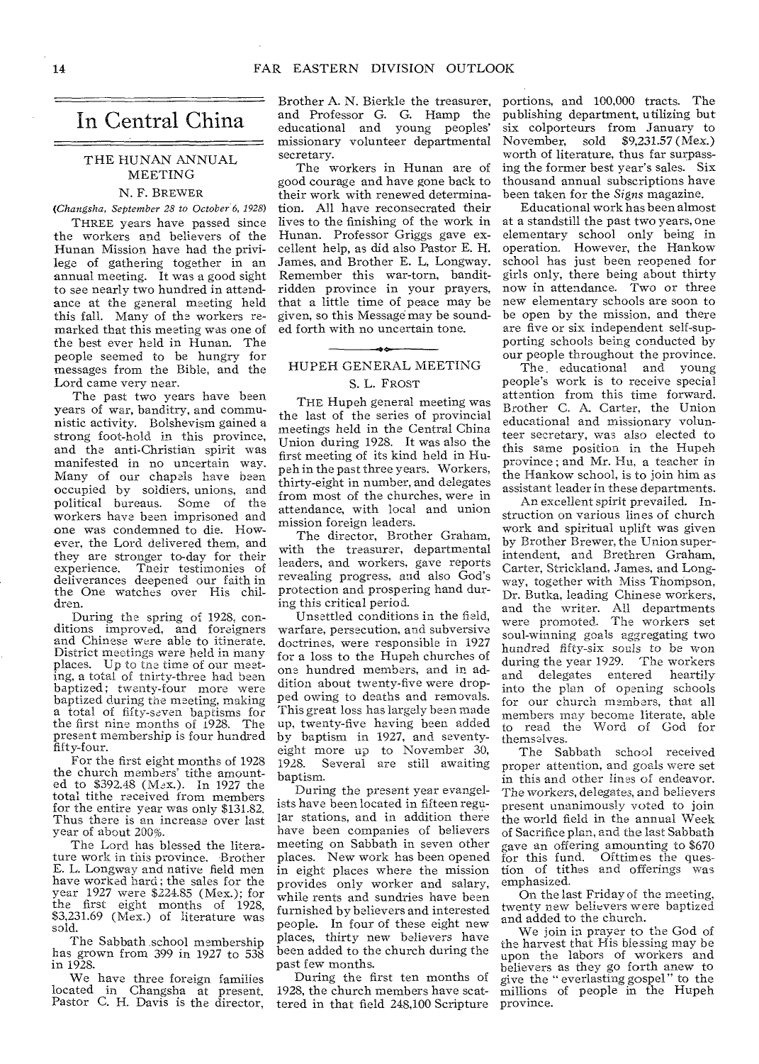# In Central China

## THE HUNAN ANNUAL MEETING

### N. F. BREWER

*(Changsha, September 28 to October 6, 1928)*

THREE years have passed since the workers and believers of the Hunan Mission have had the privilege of gathering together in an annual meeting. It was a good sight to see nearly two hundred in attendance at the general meeting held this fall. Many of the workers remarked that this meeting was one of the best ever held in Hunan. The people seemed to be hungry for messages from the Bible, and the Lord came very near.

The past two years have been years of war, banditry, and communistic activity. Bolshevism gained a strong foot-hold in this province, and the anti-Christian spirit was manifested in no uncertain way. Many of our chapels have been occupied by soldiers, unions, and political bureaus. Some of the workers have been imprisoned and one was condemned to die. However, the Lord delivered them, and they are stronger to-day for their experience. Their testimonies of deliverances deepened our faith in the One watches over His children.

During the spring of 1928, conditions improved, and foreigners and Chinese were able to itinerate. District meetings were held in many places. Up to the time of our meeting, a total of thirty-three had been baptized; twenty-four more were baptized during the meeting, making a total of fifty-seven baptisms for the first nine months of 1928. The present membership is four hundred fifty-four.

For the first eight months of 1928 the church members' tithe amounted to $392.48 (Mex.). In 1927 the total tithe received from members for the entire year was only $131.82. Thus there is an increase over last year of about 200%.

The Lord has blessed the literature work in this province. Brother E. L. Longway and native field men have worked hard; the sales for the year 1927 were $224.85 (Mex.); for the first eight months of 1928, $3,231.69 (Mex.) of literature was sold.

The Sabbath school membership has grown from 399 in 1927 to 538 in 1928.

We have three foreign families located in Changsha at present. Pastor C. H. Davis is the director, Brother A. N. Bierkle the treasurer, and Professor G. G. Hamp the educational and young peoples' missionary volunteer departmental secretary.

The workers in Hunan are of good courage and have gone back to their work with renewed determination. All have reconsecrated their lives to the finishing of the work in Hunan. Professor Griggs gave excellent help, as did also Pastor E. H. James, and Brother E. L. Longway. Remember this war-torn, bandit-ridden province in your prayers, that a little time of peace may be given, so this Message may be sounded forth with no uncertain tone.

---

## HUPEH GENERAL MEETING

### S. L. FROST

THE Hupeh general meeting was the last of the series of provincial meetings held in the Central China Union during 1928. It was also the first meeting of its kind held in Hupeh in the past three years. Workers, thirty-eight in number, and delegates from most of the churches, were in attendance, with local and union mission foreign leaders.

The director, Brother Graham, with the treasurer, departmental leaders, and workers, gave reports revealing progress, and also God's protection and prospering hand during this critical period.

Unsettled conditions in the field, warfare, persecution, and subversive doctrines, were responsible in 1927 for a loss to the Hupeh churches of one hundred members, and in addition about twenty-five were dropped owing to deaths and removals. This great loss has largely been made up, twenty-five having been added by baptism in 1927, and seventy-eight more up to November 30, 1928. Several are still awaiting baptism.

During the present year evangelists have been located in fifteen regular stations, and in addition there have been companies of believers meeting on Sabbath in seven other places. New work has been opened in eight places where the mission provides only worker and salary, while rents and sundries have been furnished by believers and interested people. In four of these eight new places, thirty new believers have been added to the church during the past few months.

During the first ten months of 1928, the church members have scattered in that field 248,100 Scripture portions, and 100,000 tracts. The publishing department, utilizing but six colporteurs from January to November, sold $9,231.57 (Mex.) worth of literature, thus far surpassing the former best year's sales. Six thousand annual subscriptions have been taken for the *Signs* magazine.

Educational work has been almost at a standstill the past two years, one elementary school only being in operation. However, the Hankow school has just been reopened for girls only, there being about thirty now in attendance. Two or three new elementary schools are soon to be open by the mission, and there are five or six independent self-supporting schools being conducted by our people throughout the province.

The educational and young people's work is to receive special attention from this time forward. Brother C. A. Carter, the Union educational and missionary volunteer secretary, was also elected to this same position in the Hupeh province; and Mr. Hu, a teacher in the Hankow school, is to join him as assistant leader in these departments.

An excellent spirit prevailed. Instruction on various lines of church work and spiritual uplift was given by Brother Brewer, the Union superintendent, and Brethren Graham, Carter, Strickland, James, and Longway, together with Miss Thompson, Dr. Butka, leading Chinese workers, and the writer. All departments were promoted. The workers set soul-winning goals aggregating two hundred fifty-six souls to be won during the year 1929. The workers and delegates entered heartily into the plan of opening schools for our church members, that all members may become literate, able to read the Word of God for themselves.

The Sabbath school received proper attention, and goals were set in this and other lines of endeavor. The workers, delegates, and believers present unanimously voted to join the world field in the annual Week of Sacrifice plan, and the last Sabbath gave an offering amounting to $670 for this fund. Ofttimes the question of tithes and offerings was emphasized.

On the last Friday of the meeting, twenty new believers were baptized and added to the church.

We join in prayer to the God of the harvest that His blessing may be upon the labors of workers and believers as they go forth anew to give the "everlasting gospel" to the millions of people in the Hupeh province.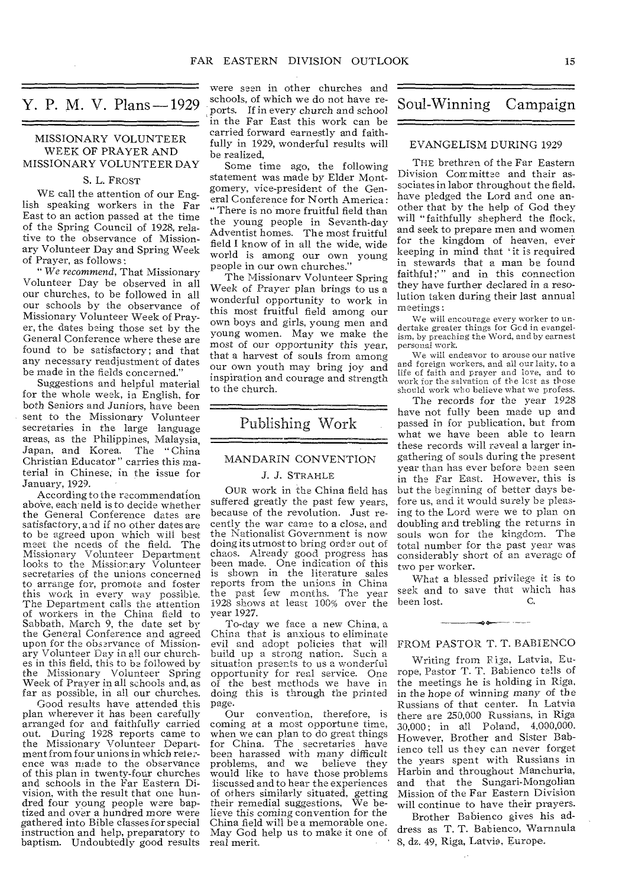# Y. P. M. V. Plans—1929

## MISSIONARY VOLUNTEER WEEK OF PRAYER AND MISSIONARY VOLUNTEER DAY

### S. L. FROST

WE call the attention of our English speaking workers in the Far East to an action passed at the time of the Spring Council of 1928, relative to the observance of Missionary Volunteer Day and Spring Week of Prayer, as follows:

"*We recommend*, That Missionary Volunteer Day be observed in all our churches, to be followed in all our schools by the observance of Missionary Volunteer Week of Prayer, the dates being those set by the General Conference where these are found to be satisfactory; and that any necessary readjustment of dates be made in the fields concerned."

Suggestions and helpful material for the whole week, in English, for both Seniors and Juniors, have been sent to the Missionary Volunteer secretaries in the large language areas, as the Philippines, Malaysia, Japan, and Korea. The "China Christian Educator" carries this material in Chinese, in the issue for January, 1929.

According to the recommendation above, each field is to decide whether the General Conference dates are satisfactory, and if no other dates are to be agreed upon which will best meet the needs of the field. The Missionary Volunteer Department looks to the Missionary Volunteer secretaries of the unions concerned to arrange for, promote and foster this work in every way possible. The Department calls the attention of workers in the China field to Sabbath, March 9, the date set by the General Conference and agreed upon for the observance of Missionary Volunteer Day in all our churches in this field, this to be followed by the Missionary Volunteer Spring Week of Prayer in all schools and, as far as possible, in all our churches.

Good results have attended this plan wherever it has been carefully arranged for and faithfully carried out. During 1928 reports came to the Missionary Volunteer Department from four unions in which reference was made to the observance of this plan in twenty-four churches and schools in the Far Eastern Division, with the result that one hundred four young people were baptized and over a hundred more were gathered into Bible classes for special instruction and help, preparatory to baptism. Undoubtedly good results were seen in other churches and schools, of which we do not have reports. If in every church and school in the Far East this work can be carried forward earnestly and faithfully in 1929, wonderful results will be realized.

Some time ago, the following statement was made by Elder Montgomery, vice-president of the General Conference for North America: "There is no more fruitful field than the young people in Seventh-day Adventist homes. The most fruitful field I know of in all the wide, wide world is among our own young people in our own churches."

The Missionary Volunteer Spring Week of Prayer plan brings to us a wonderful opportunity to work in this most fruitful field among our own boys and girls, young men and young women. May we make the most of our opportunity this year, that a harvest of souls from among our own youth may bring joy and inspiration and courage and strength to the church.

# Publishing Work

## MANDARIN CONVENTION

### J. J. STRAHLE

OUR work in the China field has suffered greatly the past few years, because of the revolution. Just recently the war came to a close, and the Nationalist Government is now doing its utmost to bring order out of chaos. Already good progress has been made. One indication of this is shown in the literature sales reports from the unions in China the past few months. The year 1928 shows at least 100% over the year 1927.

To-day we face a new China, a China that is anxious to eliminate evil and adopt policies that will build up a strong nation. Such a situation presents to us a wonderful opportunity for real service. One of the best methods we have in doing this is through the printed page.

Our convention, therefore, is coming at a most opportune time, when we can plan to do great things for China. The secretaries have been harassed with many difficult problems, and we believe they would like to have those problems discussed and to hear the experiences of others similarly situated, getting their remedial suggestions. We believe this coming convention for the China field will be a memorable one. May God help us to make it one of real merit.

# Soul-Winning Campaign

## EVANGELISM DURING 1929

THE brethren of the Far Eastern Division Committee and their associates in labor throughout the field, have pledged the Lord and one another that by the help of God they will "faithfully shepherd the flock, and seek to prepare men and women for the kingdom of heaven, ever keeping in mind that 'it is required in stewards that a man be found faithful;'" and in this connection they have further declared in a resolution taken during their last annual meetings:

We will encourage every worker to undertake greater things for God in evangelism, by preaching the Word, and by earnest personal work.

We will endeavor to arouse our native and foreign workers, and all our laity, to a life of faith and prayer and love, and to work for the salvation of the lost as those should work who believe what we profess.

The records for the year 1928 have not fully been made up and passed in for publication, but from what we have been able to learn these records will reveal a larger ingathering of souls during the present year than has ever before been seen in the Far East. However, this is but the beginning of better days before us, and it would surely be pleasing to the Lord were we to plan on doubling and trebling the returns in souls won for the kingdom. The total number for the past year was considerably short of an average of two per worker.

What a blessed privilege it is to seek and to save that which has been lost. C.

## FROM PASTOR T. T. BABIENCO

Writing from Riga, Latvia, Europe, Pastor T. T. Babienco tells of the meetings he is holding in Riga, in the hope of winning many of the Russians of that center. In Latvia there are 250,000 Russians, in Riga 30,000; in all Poland, 4,000,000. However, Brother and Sister Babienco tell us they can never forget the years spent with Russians in Harbin and throughout Manchuria, and that the Sungari-Mongolian Mission of the Far Eastern Division will continue to have their prayers.

Brother Babienco gives his address as T. T. Babienco, Warnnula 8, dz. 49, Riga, Latvia, Europe.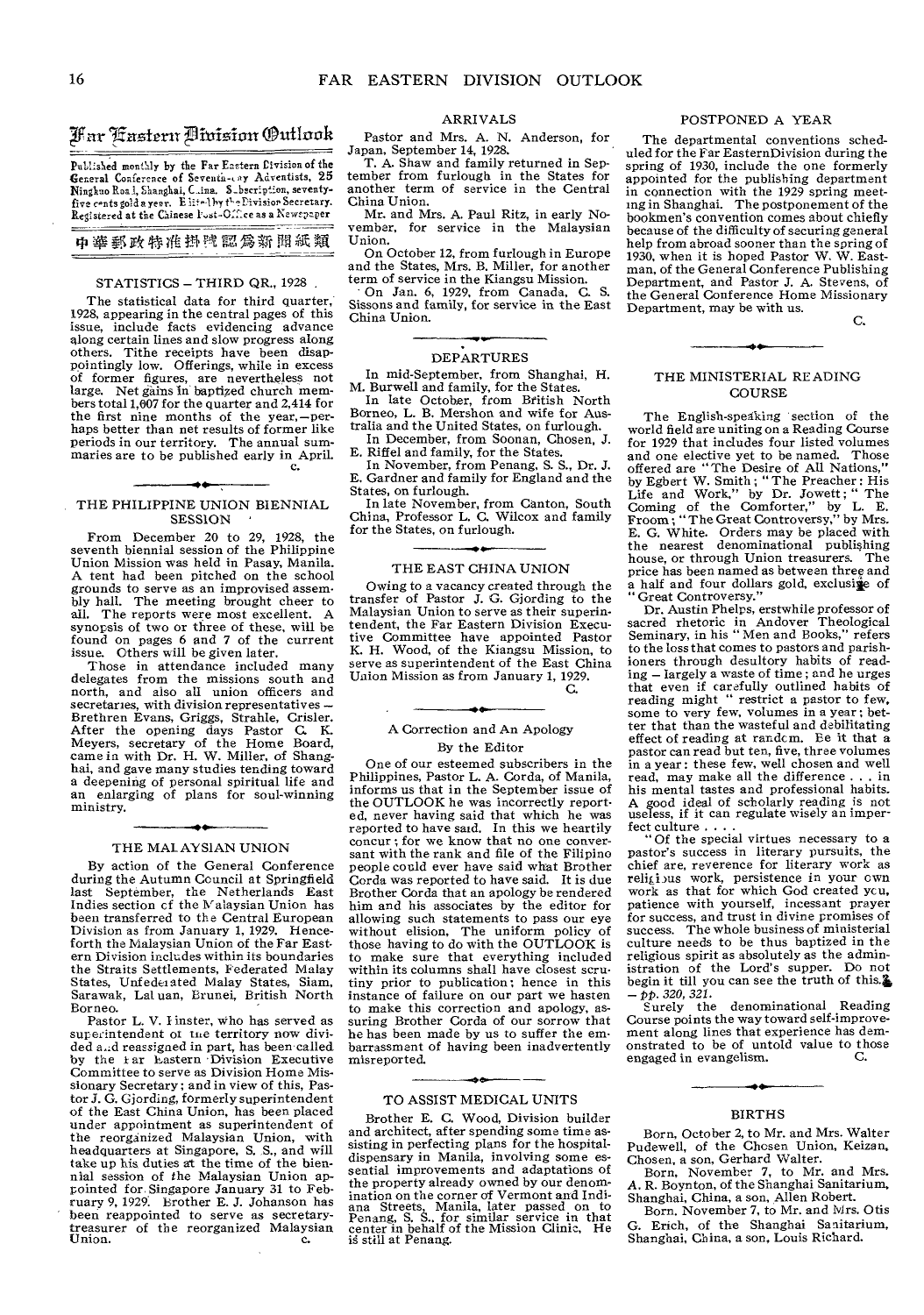# Far Eastern Division Outlook

Published monthly by the Far Eastern Division of the General Conference of Seventh-day Adventists, 25 Ningkuo Road, Shanghai, China. Subscription, seventy-five cents gold a year. Edited by the Division Secretary. Registered at the Chinese Post-Office as a Newspaper

中華郵政特准掛號認為新聞紙類

## STATISTICS – THIRD QR., 1928

The statistical data for third quarter, 1928, appearing in the central pages of this issue, include facts evidencing advance along certain lines and slow progress along others. Tithe receipts have been disappointingly low. Offerings, while in excess of former figures, are nevertheless not large. Net gains in baptized church members total 1,007 for the quarter and 2,414 for the first nine months of the year,—perhaps better than net results of former like periods in our territory. The annual summaries are to be published early in April.

C.

## THE PHILIPPINE UNION BIENNIAL SESSION

From December 20 to 29, 1928, the seventh biennial session of the Philippine Union Mission was held in Pasay, Manila. A tent had been pitched on the school grounds to serve as an improvised assembly hall. The meeting brought cheer to all. The reports were most excellent. A synopsis of two or three of these, will be found on pages 6 and 7 of the current issue. Others will be given later.

Those in attendance included many delegates from the missions south and north, and also all union officers and secretaries, with division representatives — Brethren Evans, Griggs, Strahle, Crisler. After the opening days Pastor C. K. Meyers, secretary of the Home Board, came in with Dr. H. W. Miller, of Shanghai, and gave many studies tending toward a deepening of personal spiritual life and an enlarging of plans for soul-winning ministry.

## THE MALAYSIAN UNION

By action of the General Conference during the Autumn Council at Springfield last September, the Netherlands East Indies section of the Malaysian Union has been transferred to the Central European Division as from January 1, 1929. Henceforth the Malaysian Union of the Far Eastern Division includes within its boundaries the Straits Settlements, Federated Malay States, Unfederated Malay States, Siam, Sarawak, Labuan, Brunei, British North Borneo.

Pastor L. V. Finster, who has served as superintendent of the territory now divided and reassigned in part, has been called by the Far Eastern Division Executive Committee to serve as Division Home Missionary Secretary; and in view of this, Pastor J. G. Gjording, formerly superintendent of the East China Union, has been placed under appointment as superintendent of the reorganized Malaysian Union, with headquarters at Singapore, S. S., and will take up his duties at the time of the biennial session of the Malaysian Union appointed for Singapore January 31 to February 9, 1929. Brother E. J. Johanson has been reappointed to serve as secretary-treasurer of the reorganized Malaysian Union.

C.

## ARRIVALS

Pastor and Mrs. A. N. Anderson, for Japan, September 14, 1928.

T. A. Shaw and family returned in September from furlough in the States for another term of service in the Central China Union.

Mr. and Mrs. A. Paul Ritz, in early November, for service in the Malaysian Union.

On October 12, from furlough in Europe and the States, Mrs. B. Miller, for another term of service in the Kiangsu Mission.

On Jan. 6, 1929, from Canada, C. S. Sissons and family, for service in the East China Union.

## DEPARTURES

In mid-September, from Shanghai, H. M. Burwell and family, for the States.

In late October, from British North Borneo, L. B. Mershon and wife for Australia and the United States, on furlough.

In December, from Soonan, Chosen, J. E. Riffel and family, for the States.

In November, from Penang, S. S., Dr. J. E. Gardner and family for England and the States, on furlough.

In late November, from Canton, South China, Professor L. C. Wilcox and family for the States, on furlough.

## THE EAST CHINA UNION

Owing to a vacancy created through the transfer of Pastor J. G. Gjording to the Malaysian Union to serve as their superintendent, the Far Eastern Division Executive Committee have appointed Pastor K. H. Wood, of the Kiangsu Mission, to serve as superintendent of the East China Union Mission as from January 1, 1929.

C.

## A Correction and An Apology

By the Editor

One of our esteemed subscribers in the Philippines, Pastor L. A. Corda, of Manila, informs us that in the September issue of the OUTLOOK he was incorrectly reported, never having said that which he was reported to have said. In this we heartily concur; for we know that no one conversant with the rank and file of the Filipino people could ever have said what Brother Corda was reported to have said. It is due Brother Corda that an apology be rendered him and his associates by the editor for allowing such statements to pass our eye without elision. The uniform policy of those having to do with the OUTLOOK is to make sure that everything included within its columns shall have closest scrutiny prior to publication; hence in this instance of failure on our part we hasten to make this correction and apology, assuring Brother Corda of our sorrow that he has been made by us to suffer the embarrassment of having been inadvertently misreported.

## TO ASSIST MEDICAL UNITS

Brother E. C. Wood, Division builder and architect, after spending some time assisting in perfecting plans for the hospital-dispensary in Manila, involving some essential improvements and adaptations of the property already owned by our denomination on the corner of Vermont and Indiana Streets, Manila, later passed on to Penang, S. S., for similar service in that center in behalf of the Mission Clinic. He is still at Penang.

## POSTPONED A YEAR

The departmental conventions scheduled for the Far Eastern Division during the spring of 1930, include the one formerly appointed for the publishing department in connection with the 1929 spring meeting in Shanghai. The postponement of the bookmen's convention comes about chiefly because of the difficulty of securing general help from abroad sooner than the spring of 1930, when it is hoped Pastor W. W. Eastman, of the General Conference Publishing Department, and Pastor J. A. Stevens, of the General Conference Home Missionary Department, may be with us.

C.

## THE MINISTERIAL READING COURSE

The English-speaking section of the world field are uniting on a Reading Course for 1929 that includes four listed volumes and one elective yet to be named. Those offered are "The Desire of All Nations," by Egbert W. Smith; "The Preacher: His Life and Work," by Dr. Jowett; "The Coming of the Comforter," by L. E. Froom; "The Great Controversy," by Mrs. E. G. White. Orders may be placed with the nearest denominational publishing house, or through Union treasurers. The price has been named as between three and a half and four dollars gold, exclusive of "Great Controversy."

Dr. Austin Phelps, erstwhile professor of sacred rhetoric in Andover Theological Seminary, in his "Men and Books," refers to the loss that comes to pastors and parishioners through desultory habits of reading — largely a waste of time; and he urges that even if carefully outlined habits of reading might "restrict a pastor to few, some to very few, volumes in a year; better that than the wasteful and debilitating effect of reading at random. Be it that a pastor can read but ten, five, three volumes in a year: these few, well chosen and well read, may make all the difference . . . in his mental tastes and professional habits. A good ideal of scholarly reading is not useless, if it can regulate wisely an imperfect culture . . . .

"Of the special virtues necessary to a pastor's success in literary pursuits, the chief are, reverence for literary work as religious work, persistence in your own work as that for which God created you, patience with yourself, incessant prayer for success, and trust in divine promises of success. The whole business of ministerial culture needs to be thus baptized in the religious spirit as absolutely as the administration of the Lord's supper. Do not begin it till you can see the truth of this." — *pp. 320, 321.*

Surely the denominational Reading Course points the way toward self-improvement along lines that experience has demonstrated to be of untold value to those engaged in evangelism.

C.

## BIRTHS

Born, October 2, to Mr. and Mrs. Walter Pudewell, of the Chosen Union, Keizan, Chosen, a son, Gerhard Walter.

Born, November 7, to Mr. and Mrs. A. R. Boynton, of the Shanghai Sanitarium, Shanghai, China, a son, Allen Robert.

Born, November 7, to Mr. and Mrs. Otis G. Erich, of the Shanghai Sanitarium, Shanghai, China, a son, Louis Richard.